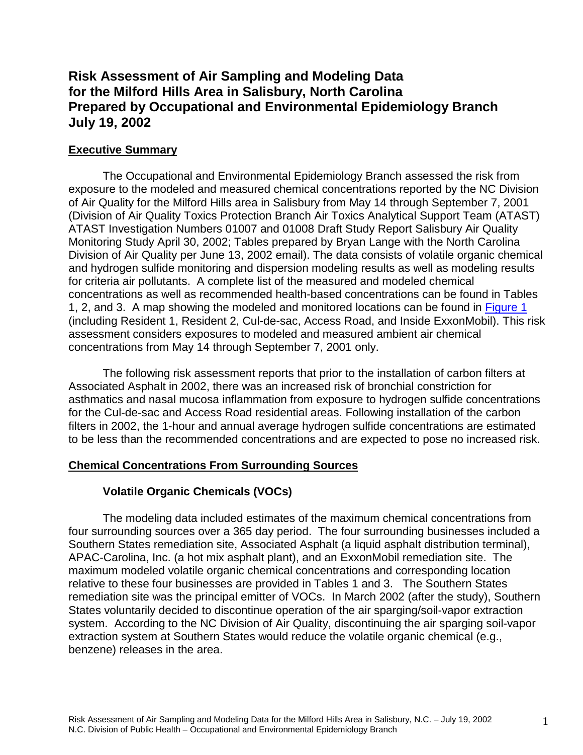# Risk Assessment of Air Sampling and Modeling Data for the Milford Hills Area in Salisbury, North Carolina Prepared by Occupational and Environmental Epidemiology Branch July 19, 2002

## Executive Summary

The Occupational and Environmental Epidemiology Branch assessed the risk from exposure to the modeled and measured chemical concentrations reported by the NC Division of Air Quality for the Milford Hills area in Salisbury from May 14 through September 7, 2001 (Division of Air Quality Toxics Protection Branch Air Toxics Analytical Support Team (ATAST) ATAST Investigation Numbers 01007 and 01008 Draft Study Report Salisbury Air Quality Monitoring Study April 30, 2002; Tables prepared by Bryan Lange with the North Carolina Division of Air Quality per June 13, 2002 email). The data consists of volatile organic chemical and hydrogen sulfide monitoring and dispersion modeling results as well as modeling results for criteria air pollutants. A complete list of the measured and modeled chemical concentrations as well as recommended health-based concentrations can be found in Tables 1, 2, and 3. A map showing the modeled and monitored locations can be found in Figure 1 (including Resident 1, Resident 2, Cul-de-sac, Access Road, and Inside ExxonMobil). This risk assessment considers exposures to modeled and measured ambient air chemical concentrations from May 14 through September 7, 2001 only.

The following risk assessment reports that prior to the installation of carbon filters at Associated Asphalt in 2002, there was an increased risk of bronchial constriction for asthmatics and nasal mucosa inflammation from exposure to hydrogen sulfide concentrations for the Cul-de-sac and Access Road residential areas. Following installation of the carbon filters in 2002, the 1-hour and annual average hydrogen sulfide concentrations are estimated to be less than the recommended concentrations and are expected to pose no increased risk.

## Chemical Concentrations From Surrounding Sources

### Volatile Organic Chemicals (VOCs)

The modeling data included estimates of the maximum chemical concentrations from four surrounding sources over a 365 day period. The four surrounding businesses included a Southern States remediation site, Associated Asphalt (a liquid asphalt distribution terminal), APAC-Carolina, Inc. (a hot mix asphalt plant), and an ExxonMobil remediation site. The maximum modeled volatile organic chemical concentrations and corresponding location relative to these four businesses are provided in Tables 1 and 3. The Southern States remediation site was the principal emitter of VOCs. In March 2002 (after the study), Southern States voluntarily decided to discontinue operation of the air sparging/soil-vapor extraction system. According to the NC Division of Air Quality, discontinuing the air sparging soil-vapor extraction system at Southern States would reduce the volatile organic chemical (e.g., benzene) releases in the area.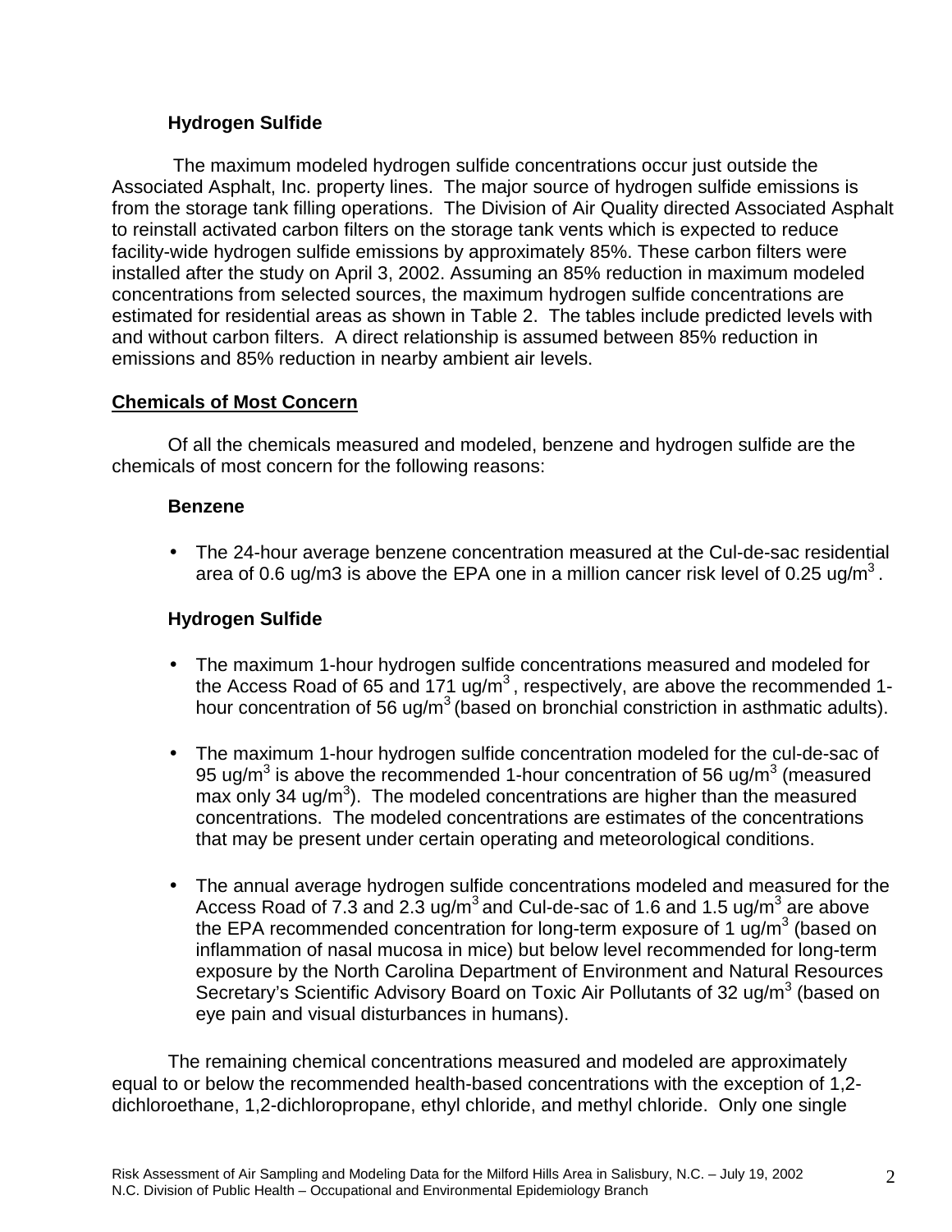**Hydrogen Sulfide**

The maximum modeled hydrogen sulfide concentrations occur just outside the Associated Asphalt, Inc. property lines. The major source of hydrogen sulfide emissions is from the storage tank filling operations. The Division of Air Quality directed Associated Asphalt to reinstall activated carbon filters on the storage tank vents which is expected to reduce facility-wide hydrogen sulfide emissions by approximately 85%. These carbon filters were installed after the study on April 3, 2002. Assuming an 85% reduction in maximum modeled concentrations from selected sources, the maximum hydrogen sulfide concentrations are estimated for residential areas as shown in Table 2. The tables include predicted levels with and without carbon filters. A direct relationship is assumed between 85% reduction in emissions and 85% reduction in nearby ambient air levels.

## Chemicals of Most Concern

Of all the chemicals measured and modeled, benzene and hydrogen sulfide are the chemicals of most concern for the following reasons:

**Benzene**

- The 24-hour average benzene concentration measured at the Cul-de-sac residential area of 0.6 ug/m3 is above the EPA one in a million cancer risk level of 0.25 ug/$m^3$.

**Hydrogen Sulfide**

- The maximum 1-hour hydrogen sulfide concentrations measured and modeled for the Access Road of 65 and 171 ug/$m^3$, respectively, are above the recommended 1-hour concentration of 56 ug/$m^3$ (based on bronchial constriction in asthmatic adults).

- The maximum 1-hour hydrogen sulfide concentration modeled for the cul-de-sac of 95 ug/$m^3$ is above the recommended 1-hour concentration of 56 ug/$m^3$ (measured max only 34 ug/$m^3$). The modeled concentrations are higher than the measured concentrations. The modeled concentrations are estimates of the concentrations that may be present under certain operating and meteorological conditions.

- The annual average hydrogen sulfide concentrations modeled and measured for the Access Road of 7.3 and 2.3 ug/$m^3$ and Cul-de-sac of 1.6 and 1.5 ug/$m^3$ are above the EPA recommended concentration for long-term exposure of 1 ug/$m^3$ (based on inflammation of nasal mucosa in mice) but below level recommended for long-term exposure by the North Carolina Department of Environment and Natural Resources Secretary's Scientific Advisory Board on Toxic Air Pollutants of 32 ug/$m^3$ (based on eye pain and visual disturbances in humans).

The remaining chemical concentrations measured and modeled are approximately equal to or below the recommended health-based concentrations with the exception of 1,2-dichloroethane, 1,2-dichloropropane, ethyl chloride, and methyl chloride. Only one single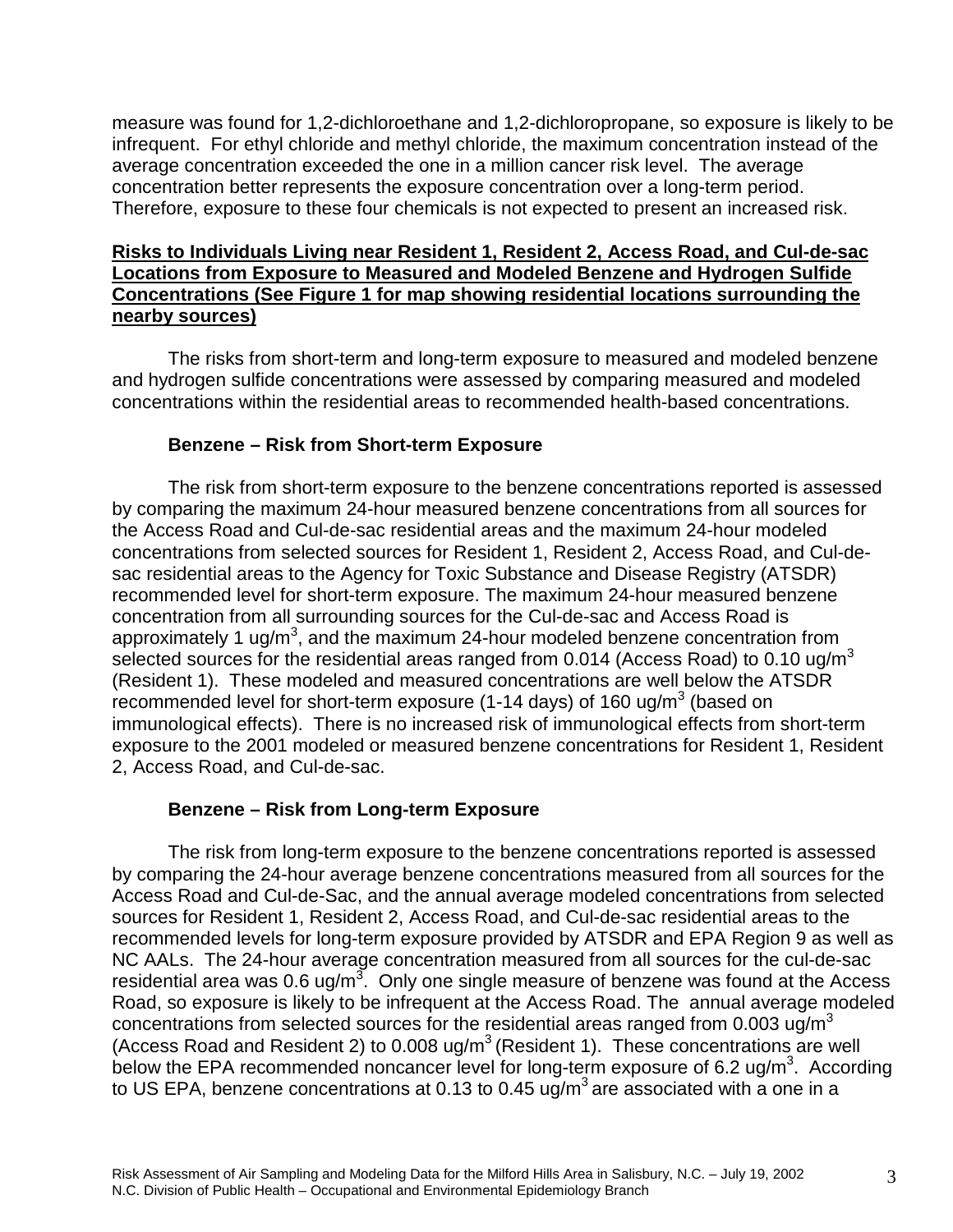measure was found for 1,2-dichloroethane and 1,2-dichloropropane, so exposure is likely to be infrequent. For ethyl chloride and methyl chloride, the maximum concentration instead of the average concentration exceeded the one in a million cancer risk level. The average concentration better represents the exposure concentration over a long-term period. Therefore, exposure to these four chemicals is not expected to present an increased risk.

**Risks to Individuals Living near Resident 1, Resident 2, Access Road, and Cul-de-sac Locations from Exposure to Measured and Modeled Benzene and Hydrogen Sulfide Concentrations (See Figure 1 for map showing residential locations surrounding the nearby sources)**

The risks from short-term and long-term exposure to measured and modeled benzene and hydrogen sulfide concentrations were assessed by comparing measured and modeled concentrations within the residential areas to recommended health-based concentrations.

### Benzene – Risk from Short-term Exposure

The risk from short-term exposure to the benzene concentrations reported is assessed by comparing the maximum 24-hour measured benzene concentrations from all sources for the Access Road and Cul-de-sac residential areas and the maximum 24-hour modeled concentrations from selected sources for Resident 1, Resident 2, Access Road, and Cul-de-sac residential areas to the Agency for Toxic Substance and Disease Registry (ATSDR) recommended level for short-term exposure. The maximum 24-hour measured benzene concentration from all surrounding sources for the Cul-de-sac and Access Road is approximately 1 ug/m$^3$, and the maximum 24-hour modeled benzene concentration from selected sources for the residential areas ranged from 0.014 (Access Road) to 0.10 ug/m$^3$ (Resident 1). These modeled and measured concentrations are well below the ATSDR recommended level for short-term exposure (1-14 days) of 160 ug/m$^3$ (based on immunological effects). There is no increased risk of immunological effects from short-term exposure to the 2001 modeled or measured benzene concentrations for Resident 1, Resident 2, Access Road, and Cul-de-sac.

### Benzene – Risk from Long-term Exposure

The risk from long-term exposure to the benzene concentrations reported is assessed by comparing the 24-hour average benzene concentrations measured from all sources for the Access Road and Cul-de-Sac, and the annual average modeled concentrations from selected sources for Resident 1, Resident 2, Access Road, and Cul-de-sac residential areas to the recommended levels for long-term exposure provided by ATSDR and EPA Region 9 as well as NC AALs. The 24-hour average concentration measured from all sources for the cul-de-sac residential area was 0.6 ug/m$^3$. Only one single measure of benzene was found at the Access Road, so exposure is likely to be infrequent at the Access Road. The annual average modeled concentrations from selected sources for the residential areas ranged from 0.003 ug/m$^3$ (Access Road and Resident 2) to 0.008 ug/m$^3$ (Resident 1). These concentrations are well below the EPA recommended noncancer level for long-term exposure of 6.2 ug/m$^3$. According to US EPA, benzene concentrations at 0.13 to 0.45 ug/m$^3$ are associated with a one in a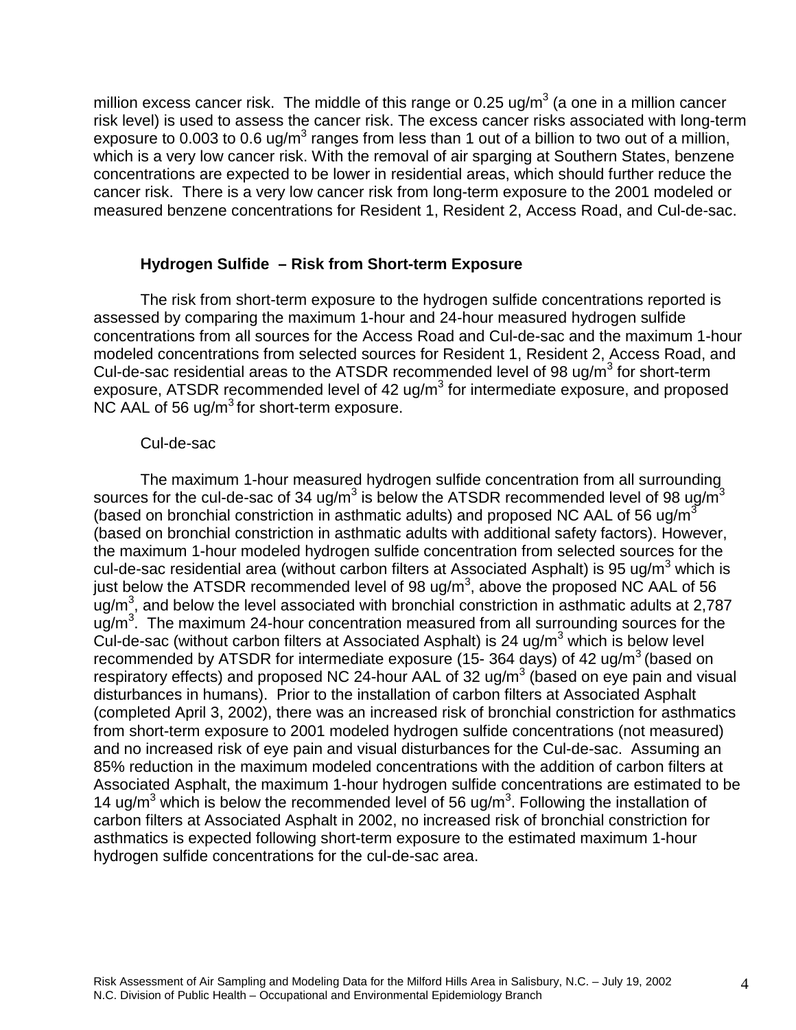million excess cancer risk. The middle of this range or 0.25 ug/m$^3$ (a one in a million cancer risk level) is used to assess the cancer risk. The excess cancer risks associated with long-term exposure to 0.003 to 0.6 ug/m$^3$ ranges from less than 1 out of a billion to two out of a million, which is a very low cancer risk. With the removal of air sparging at Southern States, benzene concentrations are expected to be lower in residential areas, which should further reduce the cancer risk. There is a very low cancer risk from long-term exposure to the 2001 modeled or measured benzene concentrations for Resident 1, Resident 2, Access Road, and Cul-de-sac.

### Hydrogen Sulfide – Risk from Short-term Exposure

The risk from short-term exposure to the hydrogen sulfide concentrations reported is assessed by comparing the maximum 1-hour and 24-hour measured hydrogen sulfide concentrations from all sources for the Access Road and Cul-de-sac and the maximum 1-hour modeled concentrations from selected sources for Resident 1, Resident 2, Access Road, and Cul-de-sac residential areas to the ATSDR recommended level of 98 ug/m$^3$ for short-term exposure, ATSDR recommended level of 42 ug/m$^3$ for intermediate exposure, and proposed NC AAL of 56 ug/m$^3$ for short-term exposure.

Cul-de-sac

The maximum 1-hour measured hydrogen sulfide concentration from all surrounding sources for the cul-de-sac of 34 ug/m$^3$ is below the ATSDR recommended level of 98 ug/m$^3$ (based on bronchial constriction in asthmatic adults) and proposed NC AAL of 56 ug/m$^3$ (based on bronchial constriction in asthmatic adults with additional safety factors). However, the maximum 1-hour modeled hydrogen sulfide concentration from selected sources for the cul-de-sac residential area (without carbon filters at Associated Asphalt) is 95 ug/m$^3$ which is just below the ATSDR recommended level of 98 ug/m$^3$, above the proposed NC AAL of 56 ug/m$^3$, and below the level associated with bronchial constriction in asthmatic adults at 2,787 ug/m$^3$. The maximum 24-hour concentration measured from all surrounding sources for the Cul-de-sac (without carbon filters at Associated Asphalt) is 24 ug/m$^3$ which is below level recommended by ATSDR for intermediate exposure (15- 364 days) of 42 ug/m$^3$ (based on respiratory effects) and proposed NC 24-hour AAL of 32 ug/m$^3$ (based on eye pain and visual disturbances in humans). Prior to the installation of carbon filters at Associated Asphalt (completed April 3, 2002), there was an increased risk of bronchial constriction for asthmatics from short-term exposure to 2001 modeled hydrogen sulfide concentrations (not measured) and no increased risk of eye pain and visual disturbances for the Cul-de-sac. Assuming an 85% reduction in the maximum modeled concentrations with the addition of carbon filters at Associated Asphalt, the maximum 1-hour hydrogen sulfide concentrations are estimated to be 14 ug/m$^3$ which is below the recommended level of 56 ug/m$^3$. Following the installation of carbon filters at Associated Asphalt in 2002, no increased risk of bronchial constriction for asthmatics is expected following short-term exposure to the estimated maximum 1-hour hydrogen sulfide concentrations for the cul-de-sac area.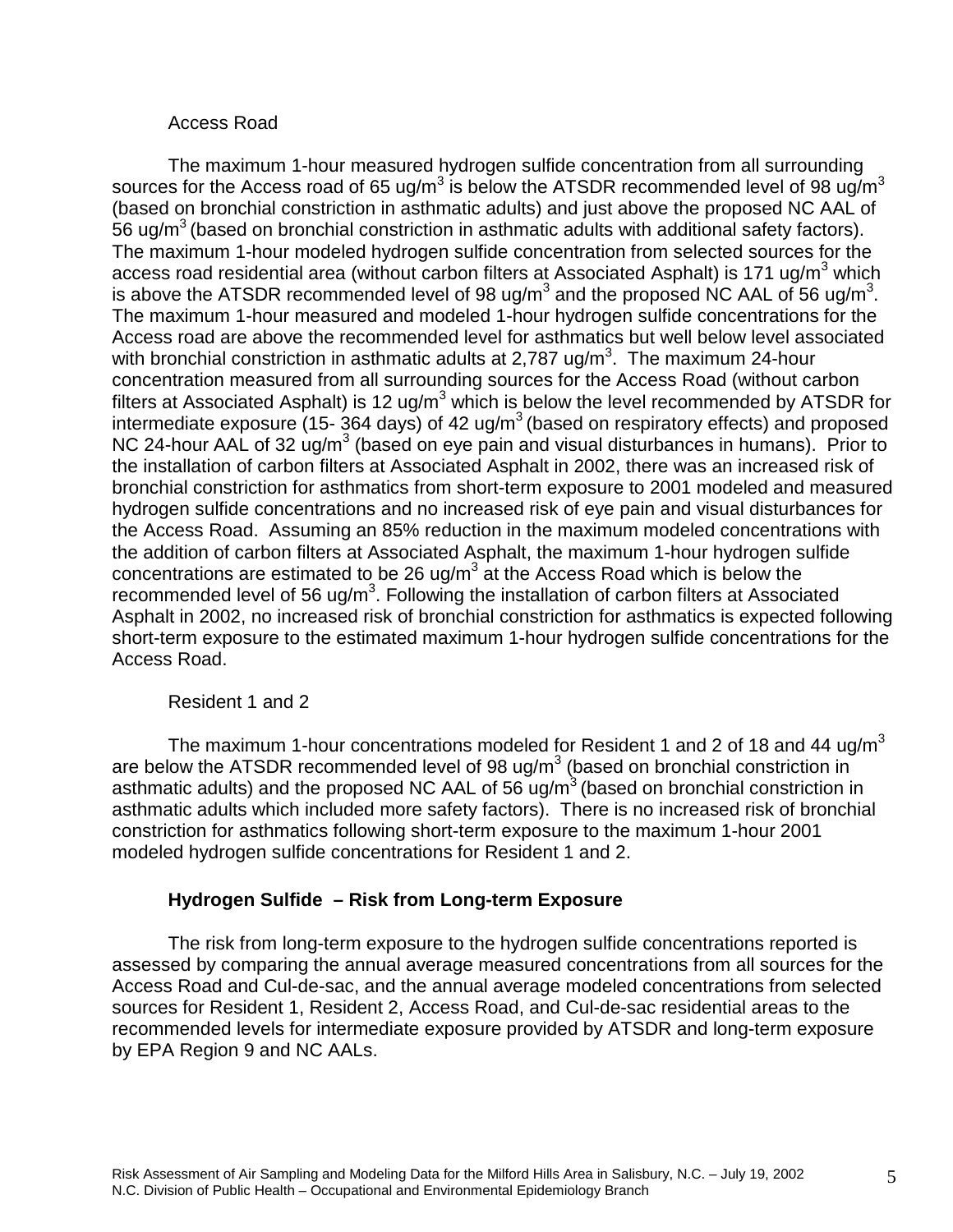Access Road

The maximum 1-hour measured hydrogen sulfide concentration from all surrounding sources for the Access road of 65 ug/m$^3$ is below the ATSDR recommended level of 98 ug/m$^3$ (based on bronchial constriction in asthmatic adults) and just above the proposed NC AAL of 56 ug/m$^3$ (based on bronchial constriction in asthmatic adults with additional safety factors). The maximum 1-hour modeled hydrogen sulfide concentration from selected sources for the access road residential area (without carbon filters at Associated Asphalt) is 171 ug/m$^3$ which is above the ATSDR recommended level of 98 ug/m$^3$ and the proposed NC AAL of 56 ug/m$^3$. The maximum 1-hour measured and modeled 1-hour hydrogen sulfide concentrations for the Access road are above the recommended level for asthmatics but well below level associated with bronchial constriction in asthmatic adults at 2,787 ug/m$^3$. The maximum 24-hour concentration measured from all surrounding sources for the Access Road (without carbon filters at Associated Asphalt) is 12 ug/m$^3$ which is below the level recommended by ATSDR for intermediate exposure (15- 364 days) of 42 ug/m$^3$ (based on respiratory effects) and proposed NC 24-hour AAL of 32 ug/m$^3$ (based on eye pain and visual disturbances in humans). Prior to the installation of carbon filters at Associated Asphalt in 2002, there was an increased risk of bronchial constriction for asthmatics from short-term exposure to 2001 modeled and measured hydrogen sulfide concentrations and no increased risk of eye pain and visual disturbances for the Access Road. Assuming an 85% reduction in the maximum modeled concentrations with the addition of carbon filters at Associated Asphalt, the maximum 1-hour hydrogen sulfide concentrations are estimated to be 26 ug/m$^3$ at the Access Road which is below the recommended level of 56 ug/m$^3$. Following the installation of carbon filters at Associated Asphalt in 2002, no increased risk of bronchial constriction for asthmatics is expected following short-term exposure to the estimated maximum 1-hour hydrogen sulfide concentrations for the Access Road.

Resident 1 and 2

The maximum 1-hour concentrations modeled for Resident 1 and 2 of 18 and 44 ug/m$^3$ are below the ATSDR recommended level of 98 ug/m$^3$ (based on bronchial constriction in asthmatic adults) and the proposed NC AAL of 56 ug/m$^3$ (based on bronchial constriction in asthmatic adults which included more safety factors). There is no increased risk of bronchial constriction for asthmatics following short-term exposure to the maximum 1-hour 2001 modeled hydrogen sulfide concentrations for Resident 1 and 2.

**Hydrogen Sulfide – Risk from Long-term Exposure**

The risk from long-term exposure to the hydrogen sulfide concentrations reported is assessed by comparing the annual average measured concentrations from all sources for the Access Road and Cul-de-sac, and the annual average modeled concentrations from selected sources for Resident 1, Resident 2, Access Road, and Cul-de-sac residential areas to the recommended levels for intermediate exposure provided by ATSDR and long-term exposure by EPA Region 9 and NC AALs.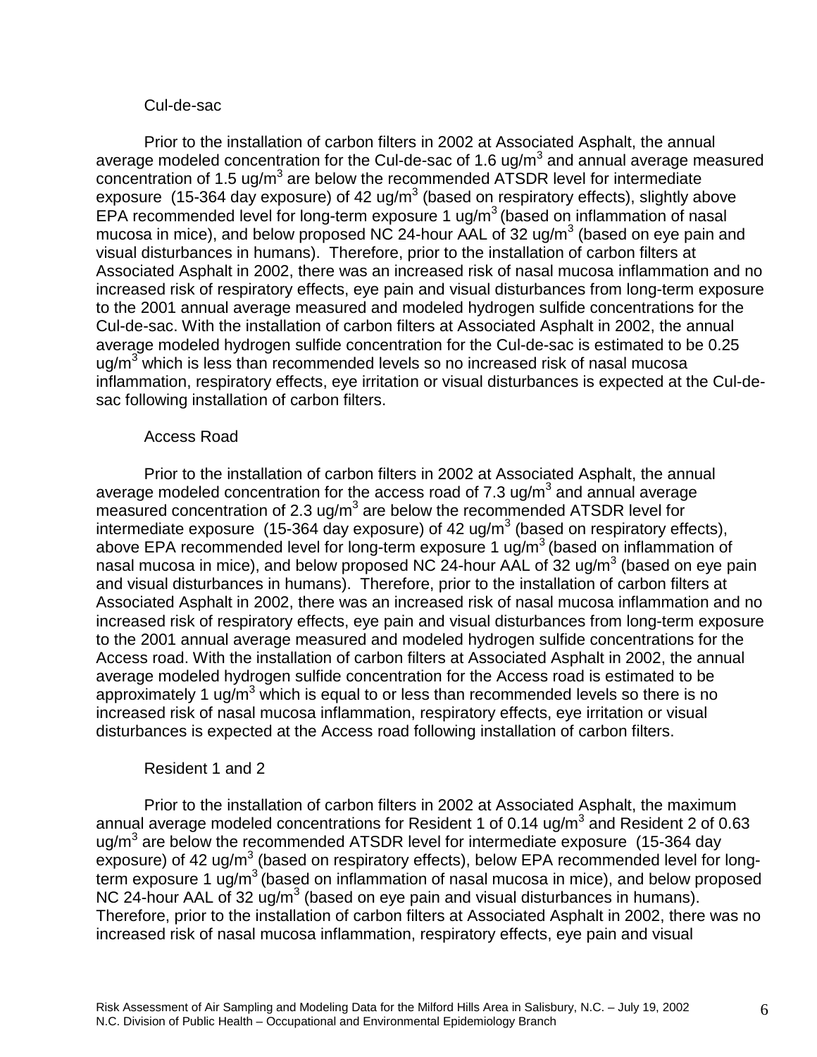Cul-de-sac

Prior to the installation of carbon filters in 2002 at Associated Asphalt, the annual average modeled concentration for the Cul-de-sac of 1.6 $ug/m^3$ and annual average measured concentration of 1.5 $ug/m^3$ are below the recommended ATSDR level for intermediate exposure (15-364 day exposure) of 42 $ug/m^3$ (based on respiratory effects), slightly above EPA recommended level for long-term exposure 1 $ug/m^3$ (based on inflammation of nasal mucosa in mice), and below proposed NC 24-hour AAL of 32 $ug/m^3$ (based on eye pain and visual disturbances in humans). Therefore, prior to the installation of carbon filters at Associated Asphalt in 2002, there was an increased risk of nasal mucosa inflammation and no increased risk of respiratory effects, eye pain and visual disturbances from long-term exposure to the 2001 annual average measured and modeled hydrogen sulfide concentrations for the Cul-de-sac. With the installation of carbon filters at Associated Asphalt in 2002, the annual average modeled hydrogen sulfide concentration for the Cul-de-sac is estimated to be 0.25 $ug/m^3$ which is less than recommended levels so no increased risk of nasal mucosa inflammation, respiratory effects, eye irritation or visual disturbances is expected at the Cul-de-sac following installation of carbon filters.

Access Road

Prior to the installation of carbon filters in 2002 at Associated Asphalt, the annual average modeled concentration for the access road of 7.3 $ug/m^3$ and annual average measured concentration of 2.3 $ug/m^3$ are below the recommended ATSDR level for intermediate exposure (15-364 day exposure) of 42 $ug/m^3$ (based on respiratory effects), above EPA recommended level for long-term exposure 1 $ug/m^3$ (based on inflammation of nasal mucosa in mice), and below proposed NC 24-hour AAL of 32 $ug/m^3$ (based on eye pain and visual disturbances in humans). Therefore, prior to the installation of carbon filters at Associated Asphalt in 2002, there was an increased risk of nasal mucosa inflammation and no increased risk of respiratory effects, eye pain and visual disturbances from long-term exposure to the 2001 annual average measured and modeled hydrogen sulfide concentrations for the Access road. With the installation of carbon filters at Associated Asphalt in 2002, the annual average modeled hydrogen sulfide concentration for the Access road is estimated to be approximately 1 $ug/m^3$ which is equal to or less than recommended levels so there is no increased risk of nasal mucosa inflammation, respiratory effects, eye irritation or visual disturbances is expected at the Access road following installation of carbon filters.

Resident 1 and 2

Prior to the installation of carbon filters in 2002 at Associated Asphalt, the maximum annual average modeled concentrations for Resident 1 of 0.14 $ug/m^3$ and Resident 2 of 0.63 $ug/m^3$ are below the recommended ATSDR level for intermediate exposure (15-364 day exposure) of 42 $ug/m^3$ (based on respiratory effects), below EPA recommended level for long-term exposure 1 $ug/m^3$ (based on inflammation of nasal mucosa in mice), and below proposed NC 24-hour AAL of 32 $ug/m^3$ (based on eye pain and visual disturbances in humans). Therefore, prior to the installation of carbon filters at Associated Asphalt in 2002, there was no increased risk of nasal mucosa inflammation, respiratory effects, eye pain and visual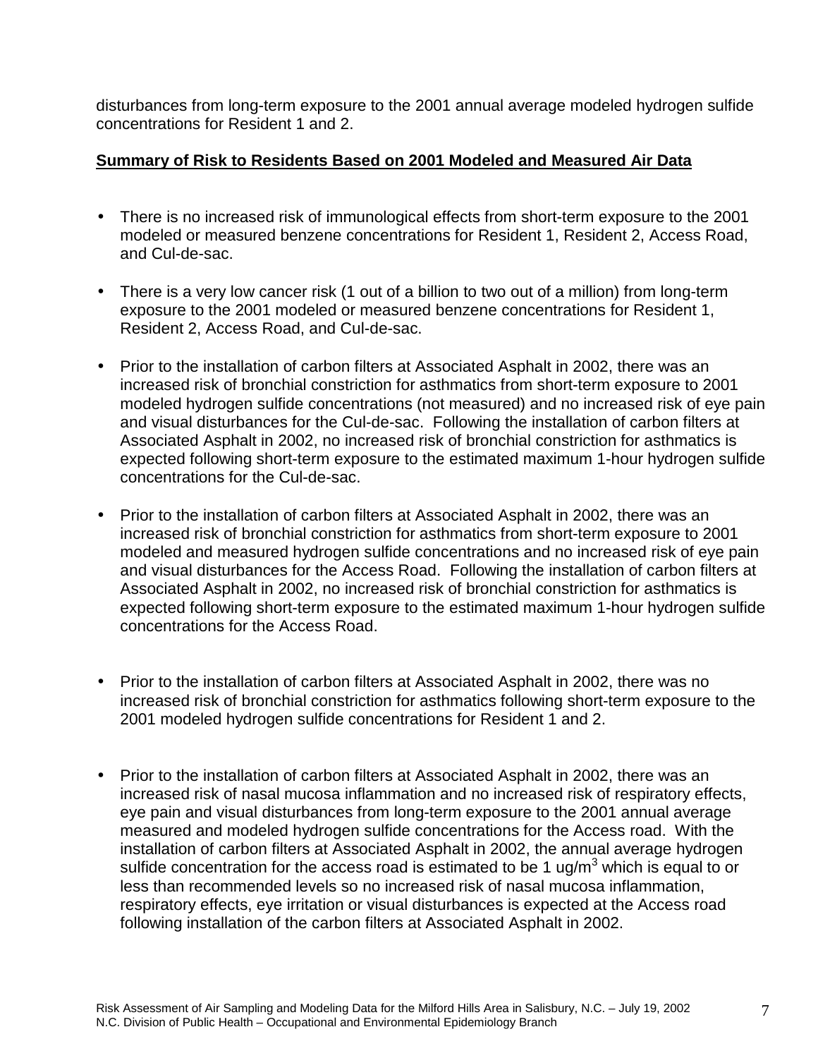disturbances from long-term exposure to the 2001 annual average modeled hydrogen sulfide concentrations for Resident 1 and 2.

**Summary of Risk to Residents Based on 2001 Modeled and Measured Air Data**

- There is no increased risk of immunological effects from short-term exposure to the 2001 modeled or measured benzene concentrations for Resident 1, Resident 2, Access Road, and Cul-de-sac.

- There is a very low cancer risk (1 out of a billion to two out of a million) from long-term exposure to the 2001 modeled or measured benzene concentrations for Resident 1, Resident 2, Access Road, and Cul-de-sac.

- Prior to the installation of carbon filters at Associated Asphalt in 2002, there was an increased risk of bronchial constriction for asthmatics from short-term exposure to 2001 modeled hydrogen sulfide concentrations (not measured) and no increased risk of eye pain and visual disturbances for the Cul-de-sac. Following the installation of carbon filters at Associated Asphalt in 2002, no increased risk of bronchial constriction for asthmatics is expected following short-term exposure to the estimated maximum 1-hour hydrogen sulfide concentrations for the Cul-de-sac.

- Prior to the installation of carbon filters at Associated Asphalt in 2002, there was an increased risk of bronchial constriction for asthmatics from short-term exposure to 2001 modeled and measured hydrogen sulfide concentrations and no increased risk of eye pain and visual disturbances for the Access Road. Following the installation of carbon filters at Associated Asphalt in 2002, no increased risk of bronchial constriction for asthmatics is expected following short-term exposure to the estimated maximum 1-hour hydrogen sulfide concentrations for the Access Road.

- Prior to the installation of carbon filters at Associated Asphalt in 2002, there was no increased risk of bronchial constriction for asthmatics following short-term exposure to the 2001 modeled hydrogen sulfide concentrations for Resident 1 and 2.

- Prior to the installation of carbon filters at Associated Asphalt in 2002, there was an increased risk of nasal mucosa inflammation and no increased risk of respiratory effects, eye pain and visual disturbances from long-term exposure to the 2001 annual average measured and modeled hydrogen sulfide concentrations for the Access road. With the installation of carbon filters at Associated Asphalt in 2002, the annual average hydrogen sulfide concentration for the access road is estimated to be 1 ug/m$^3$ which is equal to or less than recommended levels so no increased risk of nasal mucosa inflammation, respiratory effects, eye irritation or visual disturbances is expected at the Access road following installation of the carbon filters at Associated Asphalt in 2002.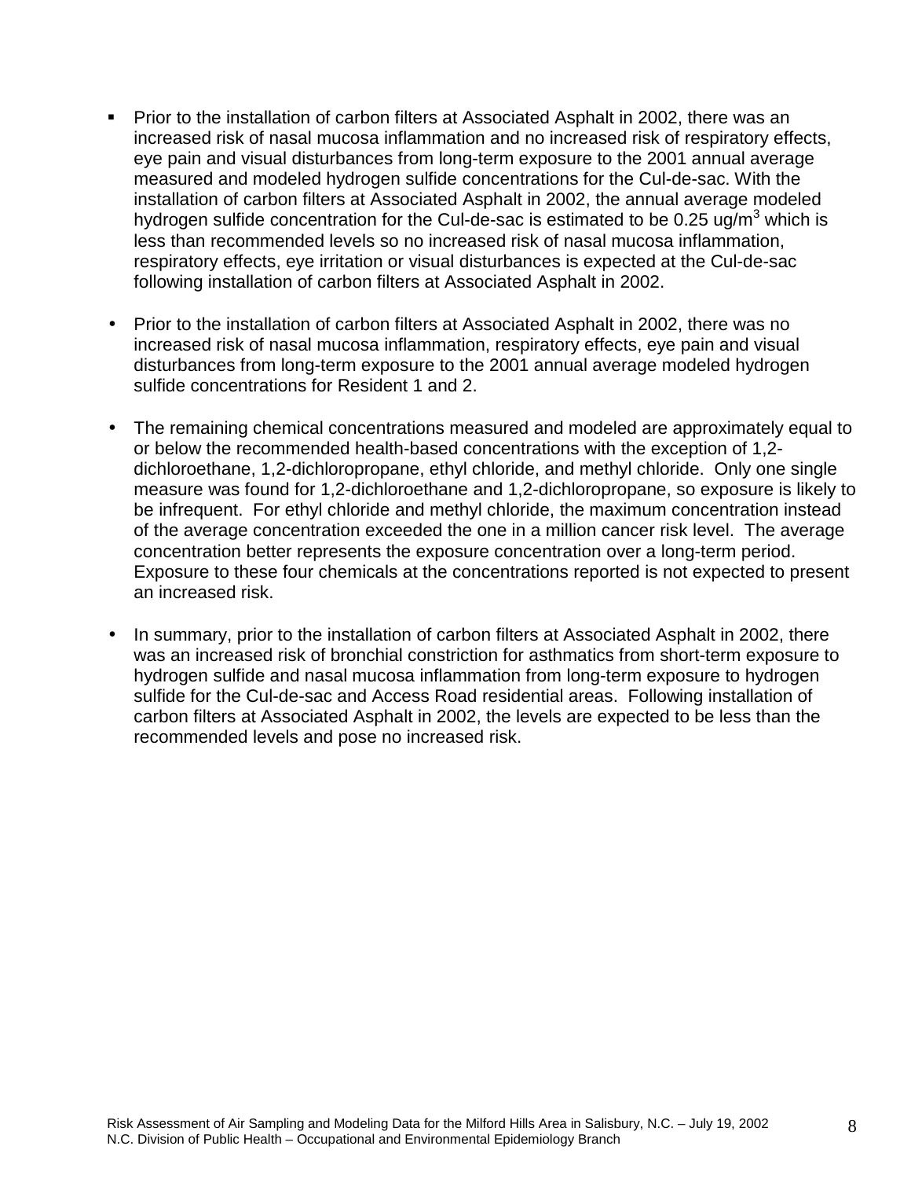- Prior to the installation of carbon filters at Associated Asphalt in 2002, there was an increased risk of nasal mucosa inflammation and no increased risk of respiratory effects, eye pain and visual disturbances from long-term exposure to the 2001 annual average measured and modeled hydrogen sulfide concentrations for the Cul-de-sac. With the installation of carbon filters at Associated Asphalt in 2002, the annual average modeled hydrogen sulfide concentration for the Cul-de-sac is estimated to be 0.25 ug/m$^3$ which is less than recommended levels so no increased risk of nasal mucosa inflammation, respiratory effects, eye irritation or visual disturbances is expected at the Cul-de-sac following installation of carbon filters at Associated Asphalt in 2002.

- Prior to the installation of carbon filters at Associated Asphalt in 2002, there was no increased risk of nasal mucosa inflammation, respiratory effects, eye pain and visual disturbances from long-term exposure to the 2001 annual average modeled hydrogen sulfide concentrations for Resident 1 and 2.

- The remaining chemical concentrations measured and modeled are approximately equal to or below the recommended health-based concentrations with the exception of 1,2-dichloroethane, 1,2-dichloropropane, ethyl chloride, and methyl chloride. Only one single measure was found for 1,2-dichloroethane and 1,2-dichloropropane, so exposure is likely to be infrequent. For ethyl chloride and methyl chloride, the maximum concentration instead of the average concentration exceeded the one in a million cancer risk level. The average concentration better represents the exposure concentration over a long-term period. Exposure to these four chemicals at the concentrations reported is not expected to present an increased risk.

- In summary, prior to the installation of carbon filters at Associated Asphalt in 2002, there was an increased risk of bronchial constriction for asthmatics from short-term exposure to hydrogen sulfide and nasal mucosa inflammation from long-term exposure to hydrogen sulfide for the Cul-de-sac and Access Road residential areas. Following installation of carbon filters at Associated Asphalt in 2002, the levels are expected to be less than the recommended levels and pose no increased risk.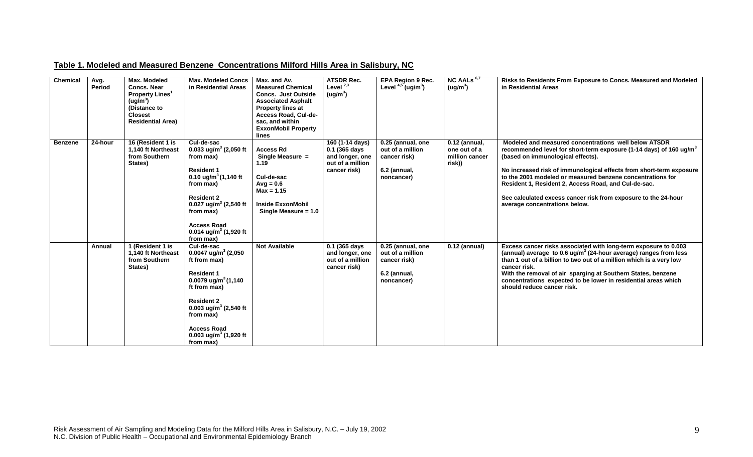**Table 1. Modeled and Measured Benzene Concentrations Milford Hills Area in Salisbury, NC**

| Chemical | Avg. Period | Max. Modeled Concs. Near Property Lines[1] (ug/m$^3$) (Distance to Closest Residential Area) | Max. Modeled Concs in Residential Areas | Max. and Av. Measured Chemical Concs. Just Outside Associated Asphalt Property lines at Access Road, Cul-de-sac, and within ExxonMobil Property lines | ATSDR Rec. Level [2,3] (ug/m$^3$) | EPA Region 9 Rec. Level [4,5] (ug/m$^3$) | NC AALs [6,7] (ug/m$^3$) | Risks to Residents From Exposure to Concs. Measured and Modeled in Residential Areas |
|---|---|---|---|---|---|---|---|---|
| Benzene | 24-hour | 16 (Resident 1 is 1,140 ft Northeast from Southern States) | Cul-de-sac 0.033 ug/m$^3$ (2,050 ft from max)<br><br>Resident 1 0.10 ug/m$^3$ (1,140 ft from max)<br><br>Resident 2 0.027 ug/m$^3$ (2,540 ft from max)<br><br>Access Road 0.014 ug/m$^3$ (1,920 ft from max) | Access Rd Single Measure = 1.19<br><br>Cul-de-sac Avg = 0.6 Max = 1.15<br><br>Inside ExxonMobil Single Measure = 1.0 | 160 (1-14 days) 0.1 (365 days and longer, one out of a million cancer risk) | 0.25 (annual, one out of a million cancer risk)<br><br>6.2 (annual, noncancer) | 0.12 (annual, one out of a million cancer risk)) | Modeled and measured concentrations well below ATSDR recommended level for short-term exposure (1-14 days) of 160 ug/m$^3$ (based on immunological effects).<br><br>No increased risk of immunological effects from short-term exposure to the 2001 modeled or measured benzene concentrations for Resident 1, Resident 2, Access Road, and Cul-de-sac.<br><br>See calculated excess cancer risk from exposure to the 24-hour average concentrations below. |
| | Annual | 1 (Resident 1 is 1,140 ft Northeast from Southern States) | Cul-de-sac 0.0047 ug/m$^3$ (2,050 ft from max)<br><br>Resident 1 0.0079 ug/m$^3$ (1,140 ft from max)<br><br>Resident 2 0.003 ug/m$^3$ (2,540 ft from max)<br><br>Access Road 0.003 ug/m$^3$ (1,920 ft from max) | Not Available | 0.1 (365 days and longer, one out of a million cancer risk) | 0.25 (annual, one out of a million cancer risk)<br><br>6.2 (annual, noncancer) | 0.12 (annual) | Excess cancer risks associated with long-term exposure to 0.003 (annual) average to 0.6 ug/m$^3$ (24-hour average) ranges from less than 1 out of a billion to two out of a million which is a very low cancer risk.<br>With the removal of air sparging at Southern States, benzene concentrations expected to be lower in residential areas which should reduce cancer risk. |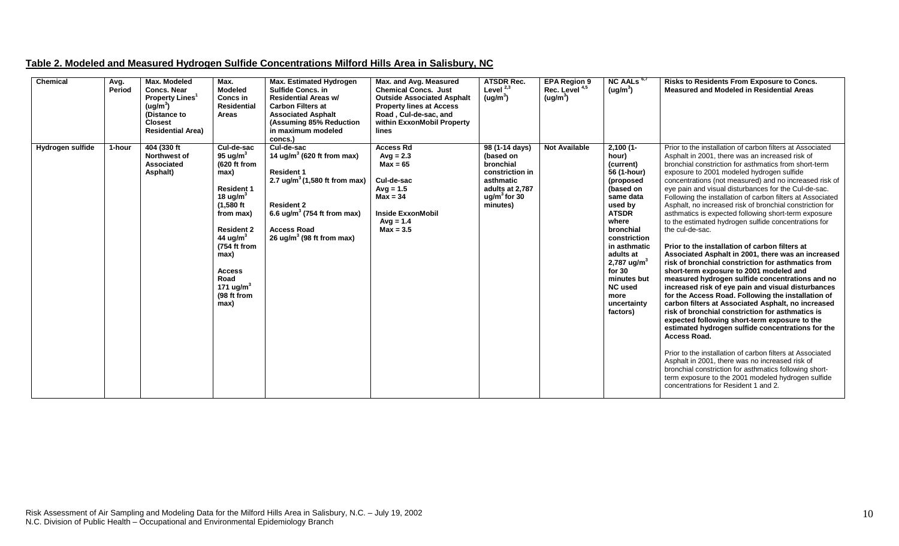**Table 2. Modeled and Measured Hydrogen Sulfide Concentrations Milford Hills Area in Salisbury, NC**

| Chemical | Avg. Period | Max. Modeled Concs. Near Property Lines[1] (ug/m$^3$) (Distance to Closest Residential Area) | Max. Modeled Concs in Residential Areas | Max. Estimated Hydrogen Sulfide Concs. in Residential Areas w/ Carbon Filters at Associated Asphalt (Assuming 85% Reduction in maximum modeled concs.) | Max. and Avg. Measured Chemical Concs. Just Outside Associated Asphalt Property lines at Access Road , Cul-de-sac, and within ExxonMobil Property lines | ATSDR Rec. Level [2,3] (ug/m$^3$) | EPA Region 9 Rec. Level [4,5] (ug/m$^3$) | NC AALs [6,7] (ug/m$^3$) | Risks to Residents From Exposure to Concs. Measured and Modeled in Residential Areas |
|---|---|---|---|---|---|---|---|---|---|
| **Hydrogen sulfide** | **1-hour** | **404 (330 ft Northwest of Associated Asphalt)** | **Cul-de-sac** **95 ug/m$^3$** **(620 ft from max)** <br><br> **Resident 1** **18 ug/m$^3$** **(1,580 ft from max)** <br><br> **Resident 2** **44 ug/m$^3$** **(754 ft from max)** <br><br> **Access Road** **171 ug/m$^3$** **(98 ft from max)** | **Cul-de-sac** **14 ug/m$^3$ (620 ft from max)** <br><br> **Resident 1** **2.7 ug/m$^3$ (1,580 ft from max)** <br><br> **Resident 2** **6.6 ug/m$^3$ (754 ft from max)** <br><br> **Access Road** **26 ug/m$^3$ (98 ft from max)** | **Access Rd** **Avg = 2.3** **Max = 65** <br><br> **Cul-de-sac** **Avg = 1.5** **Max = 34** <br><br> **Inside ExxonMobil** **Avg = 1.4** **Max = 3.5** | **98 (1-14 days) (based on bronchial constriction in asthmatic adults at 2,787 ug/m$^3$ for 30 minutes)** | **Not Available** | **2,100 (1-hour) (current)** **56 (1-hour) (proposed (based on same data used by ATSDR where bronchial constriction in asthmatic adults at 2,787 ug/m$^3$ for 30 minutes but NC used more uncertainty factors)** | Prior to the installation of carbon filters at Associated Asphalt in 2001, there was an increased risk of bronchial constriction for asthmatics from short-term exposure to 2001 modeled hydrogen sulfide concentrations (not measured) and no increased risk of eye pain and visual disturbances for the Cul-de-sac. Following the installation of carbon filters at Associated Asphalt, no increased risk of bronchial constriction for asthmatics is expected following short-term exposure to the estimated hydrogen sulfide concentrations for the cul-de-sac. <br><br> **Prior to the installation of carbon filters at Associated Asphalt in 2001, there was an increased risk of bronchial constriction for asthmatics from short-term exposure to 2001 modeled and measured hydrogen sulfide concentrations and no increased risk of eye pain and visual disturbances for the Access Road. Following the installation of carbon filters at Associated Asphalt, no increased risk of bronchial constriction for asthmatics is expected following short-term exposure to the estimated hydrogen sulfide concentrations for the Access Road.** <br><br> Prior to the installation of carbon filters at Associated Asphalt in 2001, there was no increased risk of bronchial constriction for asthmatics following short-term exposure to the 2001 modeled hydrogen sulfide concentrations for Resident 1 and 2. |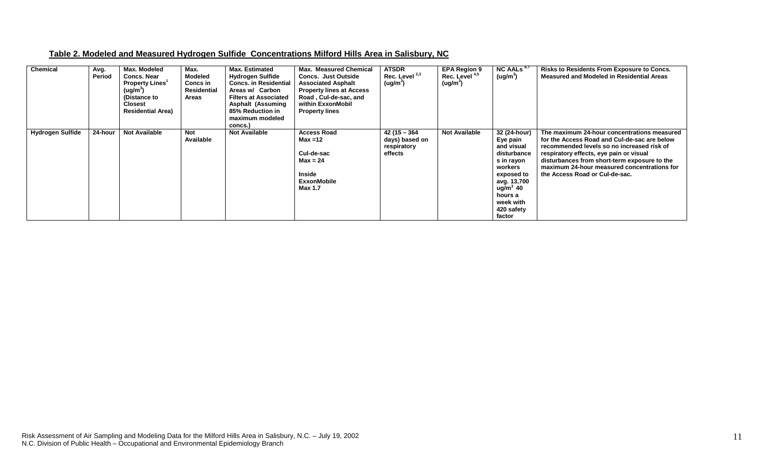**Table 2. Modeled and Measured Hydrogen Sulfide Concentrations Milford Hills Area in Salisbury, NC**

| Chemical | Avg. Period | Max. Modeled Concs. Near Property Lines[1] ($ug/m^3$) (Distance to Closest Residential Area) | Max. Modeled Concs in Residential Areas | Max. Estimated Hydrogen Sulfide Concs. in Residential Areas w/ Carbon Filters at Associated Asphalt (Assuming 85% Reduction in maximum modeled concs.) | Max. Measured Chemical Concs. Just Outside Associated Asphalt Property lines at Access Road , Cul-de-sac, and within ExxonMobil Property lines | ATSDR Rec. Level [2,3] ($ug/m^3$) | EPA Region 9 Rec. Level [4,5] ($ug/m^3$) | NC AALs [6,7] ($ug/m^3$) | Risks to Residents From Exposure to Concs. Measured and Modeled in Residential Areas |
|---|---|---|---|---|---|---|---|---|---|
| Hydrogen Sulfide | 24-hour | Not Available | Not Available | Not Available | Access Road Max =12<br><br>Cul-de-sac Max = 24<br><br>Inside ExxonMobile Max 1.7 | 42 (15 – 364 days) based on respiratory effects | Not Available | 32 (24-hour) Eye pain and visual disturbances in rayon workers exposed to avg. 13,700 $ug/m^3$ 40 hours a week with 420 safety factor | The maximum 24-hour concentrations measured for the Access Road and Cul-de-sac are below recommended levels so no increased risk of respiratory effects, eye pain or visual disturbances from short-term exposure to the maximum 24-hour measured concentrations for the Access Road or Cul-de-sac. |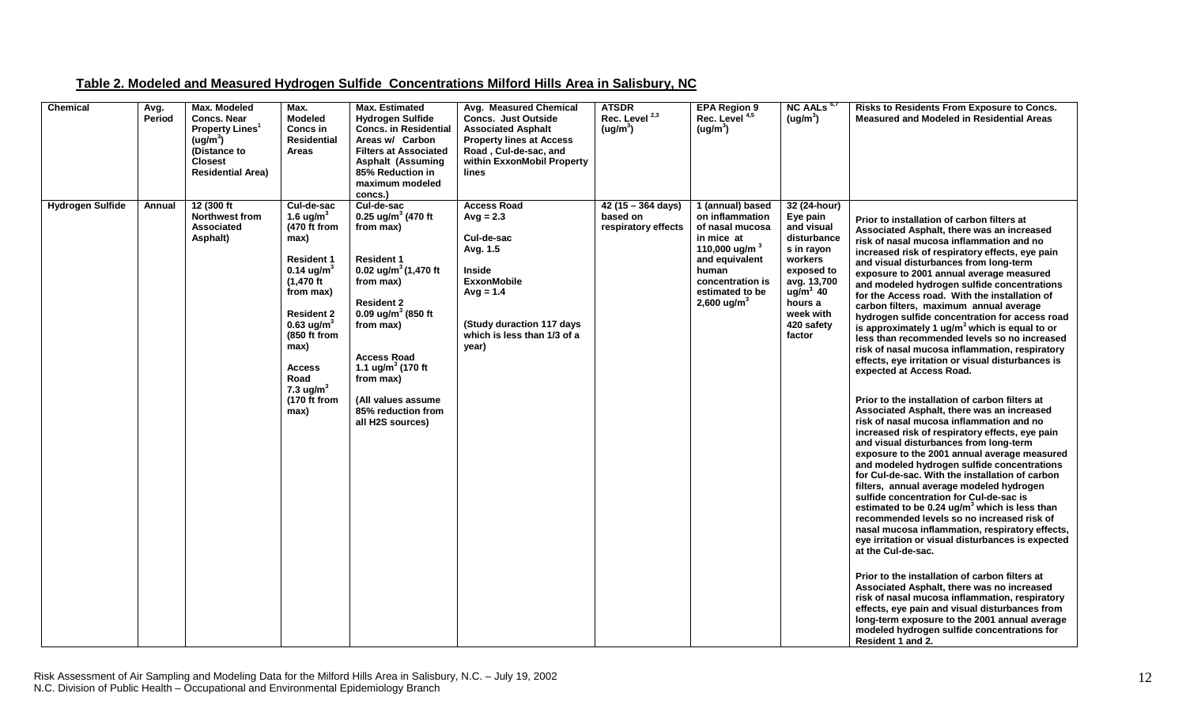## Table 2. Modeled and Measured Hydrogen Sulfide Concentrations Milford Hills Area in Salisbury, NC

| Chemical | Avg. Period | Max. Modeled Concs. Near Property Lines[1] ($ug/m^3$) (Distance to Closest Residential Area) | Max. Modeled Concs in Residential Areas | Max. Estimated Hydrogen Sulfide Concs. in Residential Areas w/ Carbon Filters at Associated Asphalt (Assuming 85% Reduction in maximum modeled concs.) | Avg. Measured Chemical Concs. Just Outside Associated Asphalt Property lines at Access Road , Cul-de-sac, and within ExxonMobil Property lines | ATSDR Rec. Level [2,3] ($ug/m^3$) | EPA Region 9 Rec. Level [4,5] ($ug/m^3$) | NC AALs [6,7] ($ug/m^3$) | Risks to Residents From Exposure to Concs. Measured and Modeled in Residential Areas |
|---|---|---|---|---|---|---|---|---|---|
| Hydrogen Sulfide | Annual | 12 (300 ft Northwest from Associated Asphalt) | Cul-de-sac 1.6 $ug/m^3$ (470 ft from max)<br><br>Resident 1 0.14 $ug/m^3$ (1,470 ft from max)<br><br>Resident 2 0.63 $ug/m^3$ (850 ft from max)<br><br>Access Road 7.3 $ug/m^3$ (170 ft from max) | Cul-de-sac 0.25 $ug/m^3$ (470 ft from max)<br><br>Resident 1 0.02 $ug/m^3$ (1,470 ft from max)<br><br>Resident 2 0.09 $ug/m^3$ (850 ft from max)<br><br>Access Road 1.1 $ug/m^3$ (170 ft from max)<br><br>(All values assume 85% reduction from all H2S sources) | Access Road Avg = 2.3<br><br>Cul-de-sac Avg. 1.5<br><br>Inside ExxonMobile Avg = 1.4<br><br>(Study duraction 117 days which is less than 1/3 of a year) | 42 (15 – 364 days) based on respiratory effects | 1 (annual) based on inflammation of nasal mucosa in mice at 110,000 $ug/m^3$ and equivalent human concentration is estimated to be 2,600 $ug/m^3$ | 32 (24-hour) Eye pain and visual disturbances in rayon workers exposed to avg. 13,700 $ug/m^3$ 40 hours a week with 420 safety factor | Prior to installation of carbon filters at Associated Asphalt, there was an increased risk of nasal mucosa inflammation and no increased risk of respiratory effects, eye pain and visual disturbances from long-term exposure to 2001 annual average measured and modeled hydrogen sulfide concentrations for the Access road. With the installation of carbon filters, maximum annual average hydrogen sulfide concentration for access road is approximately 1 $ug/m^3$ which is equal to or less than recommended levels so no increased risk of nasal mucosa inflammation, respiratory effects, eye irritation or visual disturbances is expected at Access Road.<br><br>Prior to the installation of carbon filters at Associated Asphalt, there was an increased risk of nasal mucosa inflammation and no increased risk of respiratory effects, eye pain and visual disturbances from long-term exposure to the 2001 annual average measured and modeled hydrogen sulfide concentrations for Cul-de-sac. With the installation of carbon filters, annual average modeled hydrogen sulfide concentration for Cul-de-sac is estimated to be 0.24 $ug/m^3$ which is less than recommended levels so no increased risk of nasal mucosa inflammation, respiratory effects, eye irritation or visual disturbances is expected at the Cul-de-sac.<br><br>Prior to the installation of carbon filters at Associated Asphalt, there was no increased risk of nasal mucosa inflammation, respiratory effects, eye pain and visual disturbances from long-term exposure to the 2001 annual average modeled hydrogen sulfide concentrations for Resident 1 and 2. |

Risk Assessment of Air Sampling and Modeling Data for the Milford Hills Area in Salisbury, N.C. – July 19, 2002
N.C. Division of Public Health – Occupational and Environmental Epidemiology Branch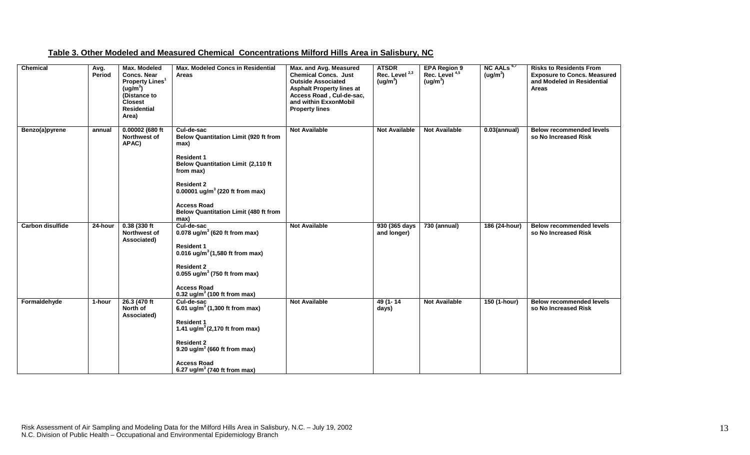**Table 3. Other Modeled and Measured Chemical Concentrations Milford Hills Area in Salisbury, NC**

| Chemical | Avg. Period | Max. Modeled Concs. Near Property Lines[1] ($ug/m^3$) (Distance to Closest Residential Area) | Max. Modeled Concs in Residential Areas | Max. and Avg. Measured Chemical Concs. Just Outside Associated Asphalt Property lines at Access Road , Cul-de-sac, and within ExxonMobil Property lines | ATSDR Rec. Level [2,3] ($ug/m^3$) | EPA Region 9 Rec. Level [4,5] ($ug/m^3$) | NC AALs [6,7] ($ug/m^3$) | Risks to Residents From Exposure to Concs. Measured and Modeled in Residential Areas |
|---|---|---|---|---|---|---|---|---|
| Benzo(a)pyrene | annual | 0.00002 (680 ft Northwest of APAC) | Cul-de-sac<br>Below Quantitation Limit (920 ft from max)<br><br>Resident 1<br>Below Quantitation Limit (2,110 ft from max)<br><br>Resident 2<br>0.00001 $ug/m^3$ (220 ft from max)<br><br>Access Road<br>Below Quantitation Limit (480 ft from max) | Not Available | Not Available | Not Available | 0.03(annual) | Below recommended levels so No Increased Risk |
| Carbon disulfide | 24-hour | 0.38 (330 ft Northwest of Associated) | Cul-de-sac<br>0.078 $ug/m^3$ (620 ft from max)<br><br>Resident 1<br>0.016 $ug/m^3$ (1,580 ft from max)<br><br>Resident 2<br>0.055 $ug/m^3$ (750 ft from max)<br><br>Access Road<br>0.32 $ug/m^3$ (100 ft from max) | Not Available | 930 (365 days and longer) | 730 (annual) | 186 (24-hour) | Below recommended levels so No Increased Risk |
| Formaldehyde | 1-hour | 26.3 (470 ft North of Associated) | Cul-de-sac<br>6.01 $ug/m^3$ (1,300 ft from max)<br><br>Resident 1<br>1.41 $ug/m^3$ (2,170 ft from max)<br><br>Resident 2<br>9.20 $ug/m^3$ (660 ft from max)<br><br>Access Road<br>6.27 $ug/m^3$ (740 ft from max) | Not Available | 49 (1- 14 days) | Not Available | 150 (1-hour) | Below recommended levels so No Increased Risk |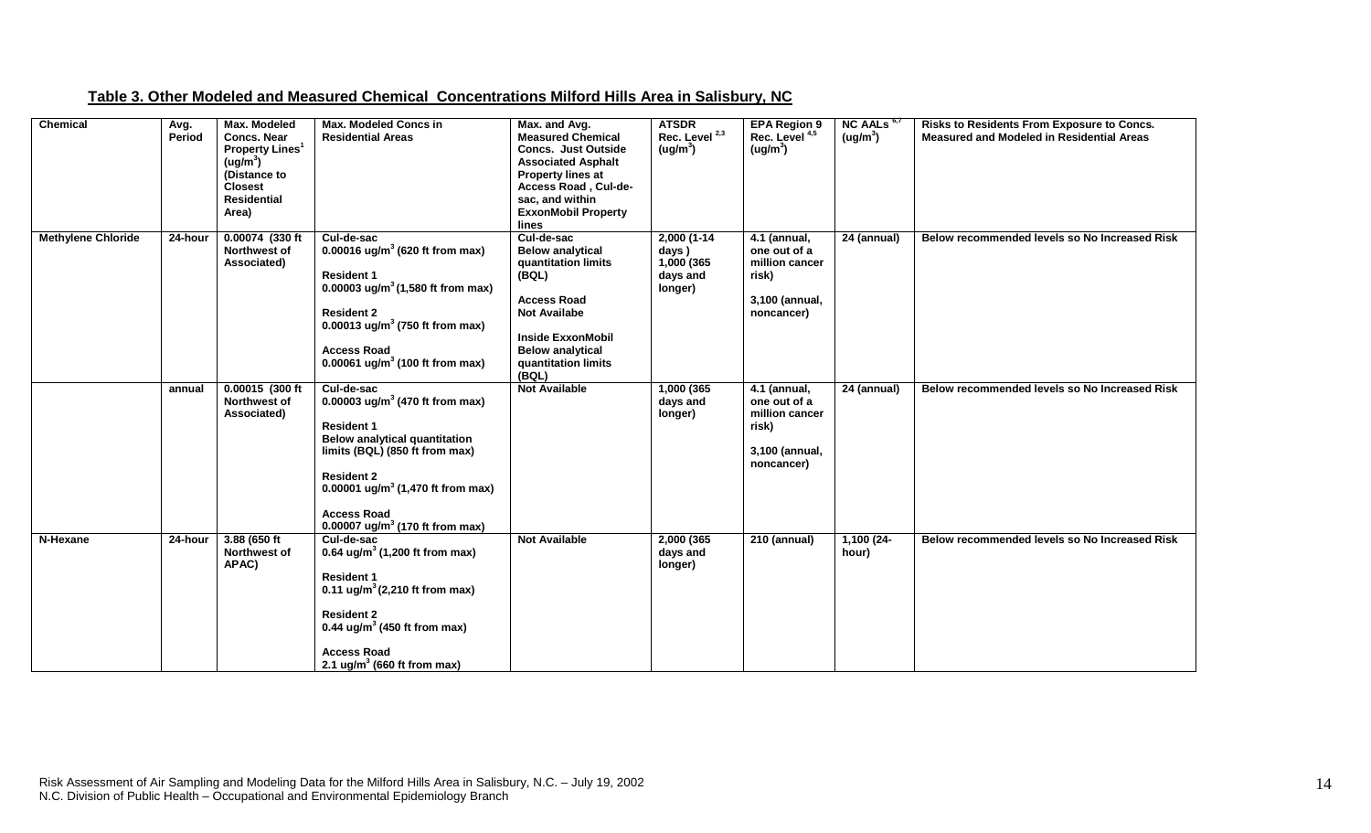**Table 3. Other Modeled and Measured Chemical Concentrations Milford Hills Area in Salisbury, NC**

| Chemical | Avg. Period | Max. Modeled Concs. Near Property Lines[1] (ug/m$^3$) (Distance to Closest Residential Area) | Max. Modeled Concs in Residential Areas | Max. and Avg. Measured Chemical Concs. Just Outside Associated Asphalt Property lines at Access Road , Cul-de-sac, and within ExxonMobil Property lines | ATSDR Rec. Level [2,3] (ug/m$^3$) | EPA Region 9 Rec. Level [4,5] (ug/m$^3$) | NC AALs [6,7] (ug/m$^3$) | Risks to Residents From Exposure to Concs. Measured and Modeled in Residential Areas |
|---|---|---|---|---|---|---|---|---|
| Methylene Chloride | 24-hour | 0.00074 (330 ft Northwest of Associated) | Cul-de-sac<br>0.00016 ug/m$^3$ (620 ft from max)<br><br>Resident 1<br>0.00003 ug/m$^3$ (1,580 ft from max)<br><br>Resident 2<br>0.00013 ug/m$^3$ (750 ft from max)<br><br>Access Road<br>0.00061 ug/m$^3$ (100 ft from max) | Cul-de-sac<br>Below analytical quantitation limits (BQL)<br><br>Access Road<br>Not Availabe<br><br>Inside ExxonMobil<br>Below analytical quantitation limits (BQL) | 2,000 (1-14 days )<br>1,000 (365 days and longer) | 4.1 (annual, one out of a million cancer risk)<br><br>3,100 (annual, noncancer) | 24 (annual) | Below recommended levels so No Increased Risk |
| | annual | 0.00015 (300 ft Northwest of Associated) | Cul-de-sac<br>0.00003 ug/m$^3$ (470 ft from max)<br><br>Resident 1<br>Below analytical quantitation limits (BQL) (850 ft from max)<br><br>Resident 2<br>0.00001 ug/m$^3$ (1,470 ft from max)<br><br>Access Road<br>0.00007 ug/m$^3$ (170 ft from max) | Not Available | 1,000 (365 days and longer) | 4.1 (annual, one out of a million cancer risk)<br><br>3,100 (annual, noncancer) | 24 (annual) | Below recommended levels so No Increased Risk |
| N-Hexane | 24-hour | 3.88 (650 ft Northwest of APAC) | Cul-de-sac<br>0.64 ug/m$^3$ (1,200 ft from max)<br><br>Resident 1<br>0.11 ug/m$^3$ (2,210 ft from max)<br><br>Resident 2<br>0.44 ug/m$^3$ (450 ft from max)<br><br>Access Road<br>2.1 ug/m$^3$ (660 ft from max) | Not Available | 2,000 (365 days and longer) | 210 (annual) | 1,100 (24-hour) | Below recommended levels so No Increased Risk |

Risk Assessment of Air Sampling and Modeling Data for the Milford Hills Area in Salisbury, N.C. – July 19, 2002
N.C. Division of Public Health – Occupational and Environmental Epidemiology Branch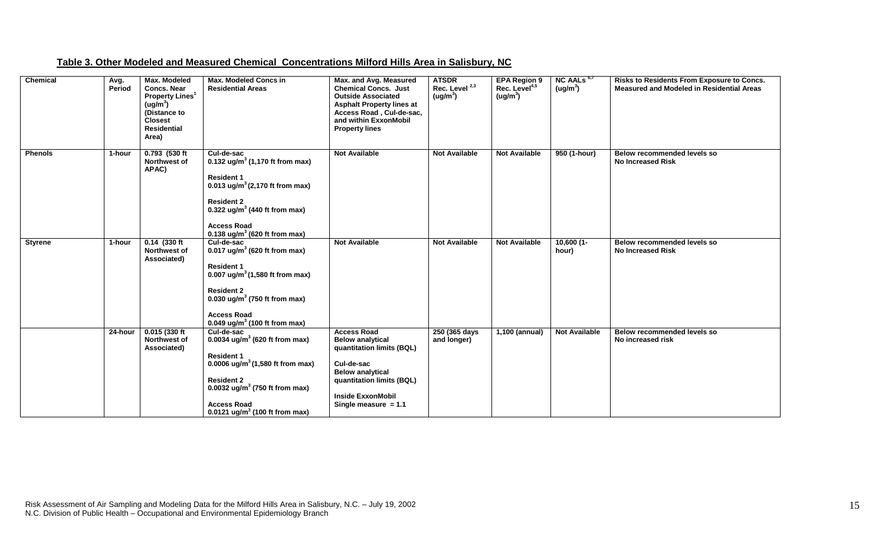**Table 3. Other Modeled and Measured Chemical Concentrations Milford Hills Area in Salisbury, NC**

| Chemical | Avg. Period | Max. Modeled Concs. Near Property Lines[1] (ug/m$^3$) (Distance to Closest Residential Area) | Max. Modeled Concs in Residential Areas | Max. and Avg. Measured Chemical Concs. Just Outside Associated Asphalt Property lines at Access Road , Cul-de-sac, and within ExxonMobil Property lines | ATSDR Rec. Level [2,3] (ug/m$^3$) | EPA Region 9 Rec. Level[4,5] (ug/m$^3$) | NC AALs [6,7] (ug/m$^3$) | Risks to Residents From Exposure to Concs. Measured and Modeled in Residential Areas |
|---|---|---|---|---|---|---|---|---|
| Phenols | 1-hour | 0.793 (530 ft Northwest of APAC) | Cul-de-sac<br>0.132 ug/m$^3$ (1,170 ft from max)<br><br>Resident 1<br>0.013 ug/m$^3$ (2,170 ft from max)<br><br>Resident 2<br>0.322 ug/m$^3$ (440 ft from max)<br><br>Access Road<br>0.138 ug/m$^3$ (620 ft from max) | Not Available | Not Available | Not Available | 950 (1-hour) | Below recommended levels so No Increased Risk |
| Styrene | 1-hour | 0.14 (330 ft Northwest of Associated) | Cul-de-sac<br>0.017 ug/m$^3$ (620 ft from max)<br><br>Resident 1<br>0.007 ug/m$^3$ (1,580 ft from max)<br><br>Resident 2<br>0.030 ug/m$^3$ (750 ft from max)<br><br>Access Road<br>0.049 ug/m$^3$ (100 ft from max) | Not Available | Not Available | Not Available | 10,600 (1-hour) | Below recommended levels so No Increased Risk |
| | 24-hour | 0.015 (330 ft Northwest of Associated) | Cul-de-sac<br>0.0034 ug/m$^3$ (620 ft from max)<br><br>Resident 1<br>0.0006 ug/m$^3$ (1,580 ft from max)<br><br>Resident 2<br>0.0032 ug/m$^3$ (750 ft from max)<br><br>Access Road<br>0.0121 ug/m$^3$ (100 ft from max) | Access Road<br>Below analytical quantitation limits (BQL)<br><br>Cul-de-sac<br>Below analytical quantitation limits (BQL)<br><br>Inside ExxonMobil<br>Single measure = 1.1 | 250 (365 days and longer) | 1,100 (annual) | Not Available | Below recommended levels so No increased risk |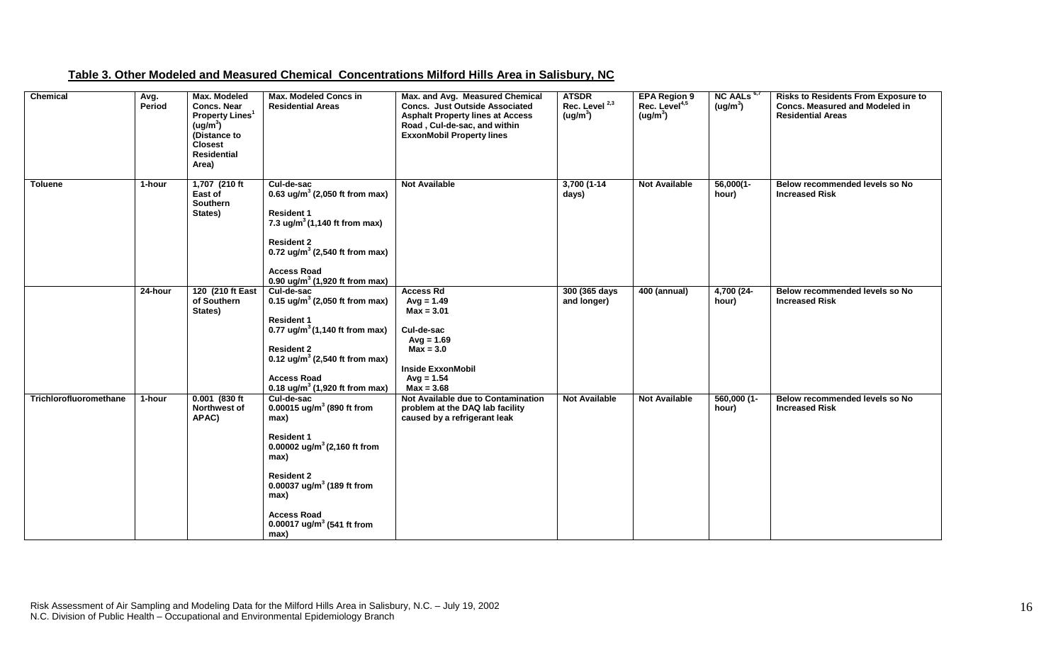**Table 3. Other Modeled and Measured Chemical Concentrations Milford Hills Area in Salisbury, NC**

| Chemical | Avg. Period | Max. Modeled Concs. Near Property Lines[1] (ug/m$^3$) (Distance to Closest Residential Area) | Max. Modeled Concs in Residential Areas | Max. and Avg. Measured Chemical Concs. Just Outside Associated Asphalt Property lines at Access Road , Cul-de-sac, and within ExxonMobil Property lines | ATSDR Rec. Level [2,3] (ug/m$^3$) | EPA Region 9 Rec. Level[4,5] (ug/m$^3$) | NC AALs [6,7] (ug/m$^3$) | Risks to Residents From Exposure to Concs. Measured and Modeled in Residential Areas |
|---|---|---|---|---|---|---|---|---|
| Toluene | 1-hour | 1,707 (210 ft East of Southern States) | Cul-de-sac 0.63 ug/m$^3$ (2,050 ft from max) Resident 1 7.3 ug/m$^3$ (1,140 ft from max) Resident 2 0.72 ug/m$^3$ (2,540 ft from max) Access Road 0.90 ug/m$^3$ (1,920 ft from max) | Not Available | 3,700 (1-14 days) | Not Available | 56,000(1-hour) | Below recommended levels so No Increased Risk |
| | 24-hour | 120 (210 ft East of Southern States) | Cul-de-sac 0.15 ug/m$^3$ (2,050 ft from max) Resident 1 0.77 ug/m$^3$ (1,140 ft from max) Resident 2 0.12 ug/m$^3$ (2,540 ft from max) Access Road 0.18 ug/m$^3$ (1,920 ft from max) | Access Rd Avg = 1.49 Max = 3.01 Cul-de-sac Avg = 1.69 Max = 3.0 Inside ExxonMobil Avg = 1.54 Max = 3.68 | 300 (365 days and longer) | 400 (annual) | 4,700 (24-hour) | Below recommended levels so No Increased Risk |
| Trichlorofluoromethane | 1-hour | 0.001 (830 ft Northwest of APAC) | Cul-de-sac 0.00015 ug/m$^3$ (890 ft from max) Resident 1 0.00002 ug/m$^3$ (2,160 ft from max) Resident 2 0.00037 ug/m$^3$ (189 ft from max) Access Road 0.00017 ug/m$^3$ (541 ft from max) | Not Available due to Contamination problem at the DAQ lab facility caused by a refrigerant leak | Not Available | Not Available | 560,000 (1-hour) | Below recommended levels so No Increased Risk |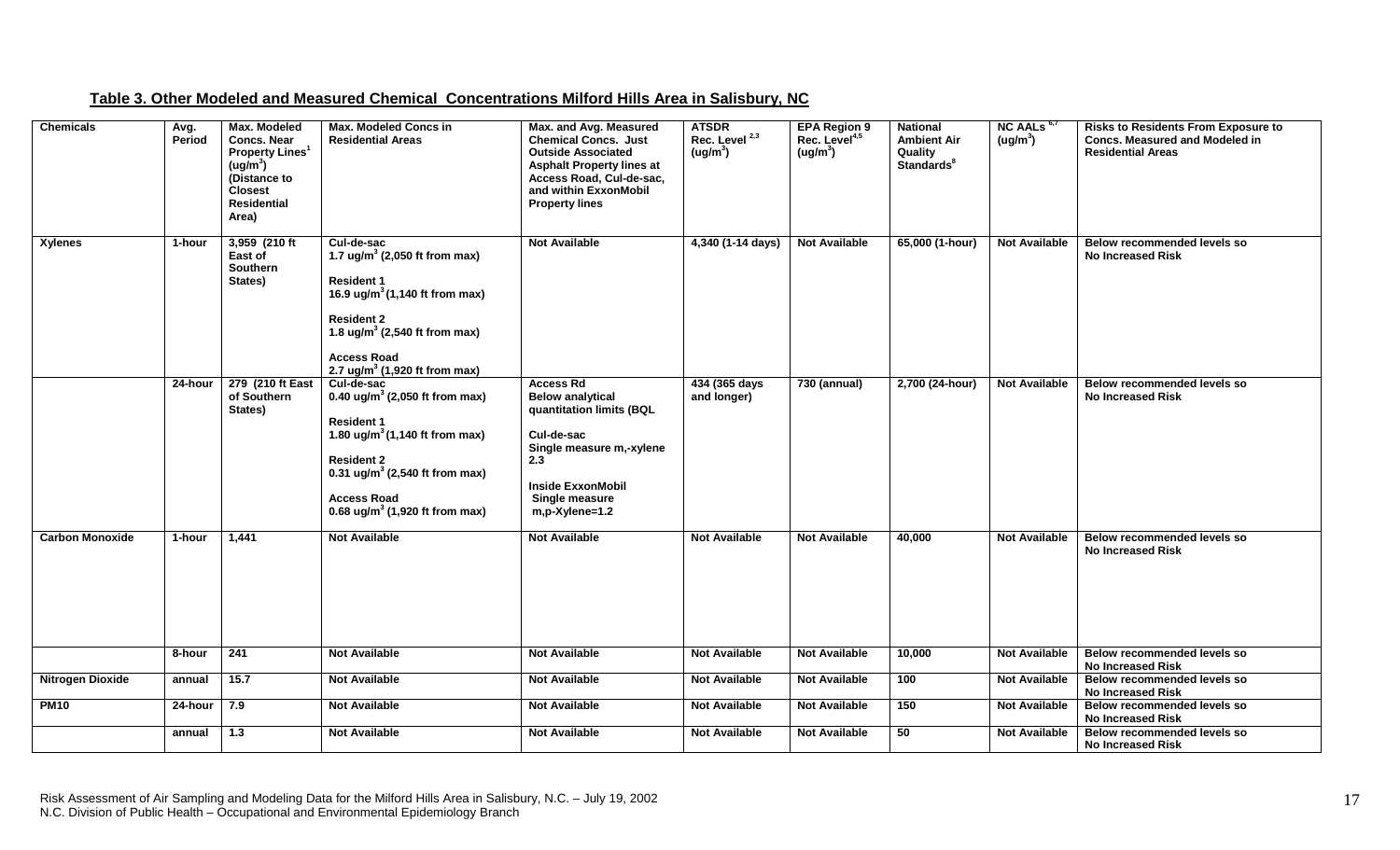**Table 3. Other Modeled and Measured Chemical Concentrations Milford Hills Area in Salisbury, NC**

| Chemicals | Avg. Period | Max. Modeled Concs. Near Property Lines[1] ($ug/m^3$) (Distance to Closest Residential Area) | Max. Modeled Concs in Residential Areas | Max. and Avg. Measured Chemical Concs. Just Outside Associated Asphalt Property lines at Access Road, Cul-de-sac, and within ExxonMobil Property lines | ATSDR Rec. Level [2,3] ($ug/m^3$) | EPA Region 9 Rec. Level[4,5] ($ug/m^3$) | National Ambient Air Quality Standards[8] | NC AALs [6,7] ($ug/m^3$) | Risks to Residents From Exposure to Concs. Measured and Modeled in Residential Areas |
|---|---|---|---|---|---|---|---|---|---|
| Xylenes | 1-hour | 3,959 (210 ft East of Southern States) | Cul-de-sac 1.7 $ug/m^3$ (2,050 ft from max) Resident 1 16.9 $ug/m^3$ (1,140 ft from max) Resident 2 1.8 $ug/m^3$ (2,540 ft from max) Access Road 2.7 $ug/m^3$ (1,920 ft from max) | Not Available | 4,340 (1-14 days) | Not Available | 65,000 (1-hour) | Not Available | Below recommended levels so No Increased Risk |
| | 24-hour | 279 (210 ft East of Southern States) | Cul-de-sac 0.40 $ug/m^3$ (2,050 ft from max) Resident 1 1.80 $ug/m^3$ (1,140 ft from max) Resident 2 0.31 $ug/m^3$ (2,540 ft from max) Access Road 0.68 $ug/m^3$ (1,920 ft from max) | Access Rd Below analytical quantitation limits (BQL Cul-de-sac Single measure m,-xylene 2.3 Inside ExxonMobil Single measure m,p-Xylene=1.2 | 434 (365 days and longer) | 730 (annual) | 2,700 (24-hour) | Not Available | Below recommended levels so No Increased Risk |
| Carbon Monoxide | 1-hour | 1,441 | Not Available | Not Available | Not Available | Not Available | 40,000 | Not Available | Below recommended levels so No Increased Risk |
| | 8-hour | 241 | Not Available | Not Available | Not Available | Not Available | 10,000 | Not Available | Below recommended levels so No Increased Risk |
| Nitrogen Dioxide | annual | 15.7 | Not Available | Not Available | Not Available | Not Available | 100 | Not Available | Below recommended levels so No Increased Risk |
| PM10 | 24-hour | 7.9 | Not Available | Not Available | Not Available | Not Available | 150 | Not Available | Below recommended levels so No Increased Risk |
| | annual | 1.3 | Not Available | Not Available | Not Available | Not Available | 50 | Not Available | Below recommended levels so No Increased Risk |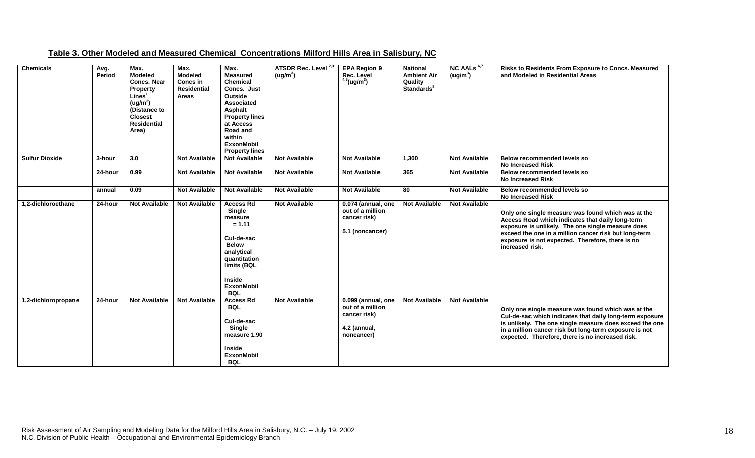**Table 3. Other Modeled and Measured Chemical Concentrations Milford Hills Area in Salisbury, NC**

| Chemicals | Avg. Period | Max. Modeled Concs. Near Property Lines[1] ($ug/m^3$) (Distance to Closest Residential Area) | Max. Modeled Concs in Residential Areas | Max. Measured Chemical Concs. Just Outside Associated Asphalt Property lines at Access Road and within ExxonMobil Property lines | ATSDR Rec. Level [2,3] ($ug/m^3$) | EPA Region 9 Rec. Level [4,5] ($ug/m^3$) | National Ambient Air Quality Standards[8] | NC AALs [6,7] ($ug/m^3$) | Risks to Residents From Exposure to Concs. Measured and Modeled in Residential Areas |
|---|---|---|---|---|---|---|---|---|---|
| Sulfur Dioxide | 3-hour | 3.0 | Not Available | Not Available | Not Available | Not Available | 1,300 | Not Available | Below recommended levels so No Increased Risk |
| | 24-hour | 0.99 | Not Available | Not Available | Not Available | Not Available | 365 | Not Available | Below recommended levels so No Increased Risk |
| | annual | 0.09 | Not Available | Not Available | Not Available | Not Available | 80 | Not Available | Below recommended levels so No Increased Risk |
| 1,2-dichloroethane | 24-hour | Not Available | Not Available | Access Rd Single measure = 1.11<br><br>Cul-de-sac Below analytical quantitation limits (BQL<br><br>Inside ExxonMobil BQL | Not Available | 0.074 (annual, one out of a million cancer risk)<br><br>5.1 (noncancer) | Not Available | Not Available | Only one single measure was found which was at the Access Road which indicates that daily long-term exposure is unlikely. The one single measure does exceed the one in a million cancer risk but long-term exposure is not expected. Therefore, there is no increased risk. |
| 1,2-dichloropropane | 24-hour | Not Available | Not Available | Access Rd BQL<br><br>Cul-de-sac Single measure 1.90<br><br>Inside ExxonMobil BQL | Not Available | 0.099 (annual, one out of a million cancer risk)<br><br>4.2 (annual, noncancer) | Not Available | Not Available | Only one single measure was found which was at the Cul-de-sac which indicates that daily long-term exposure is unlikely. The one single measure does exceed the one in a million cancer risk but long-term exposure is not expected. Therefore, there is no increased risk. |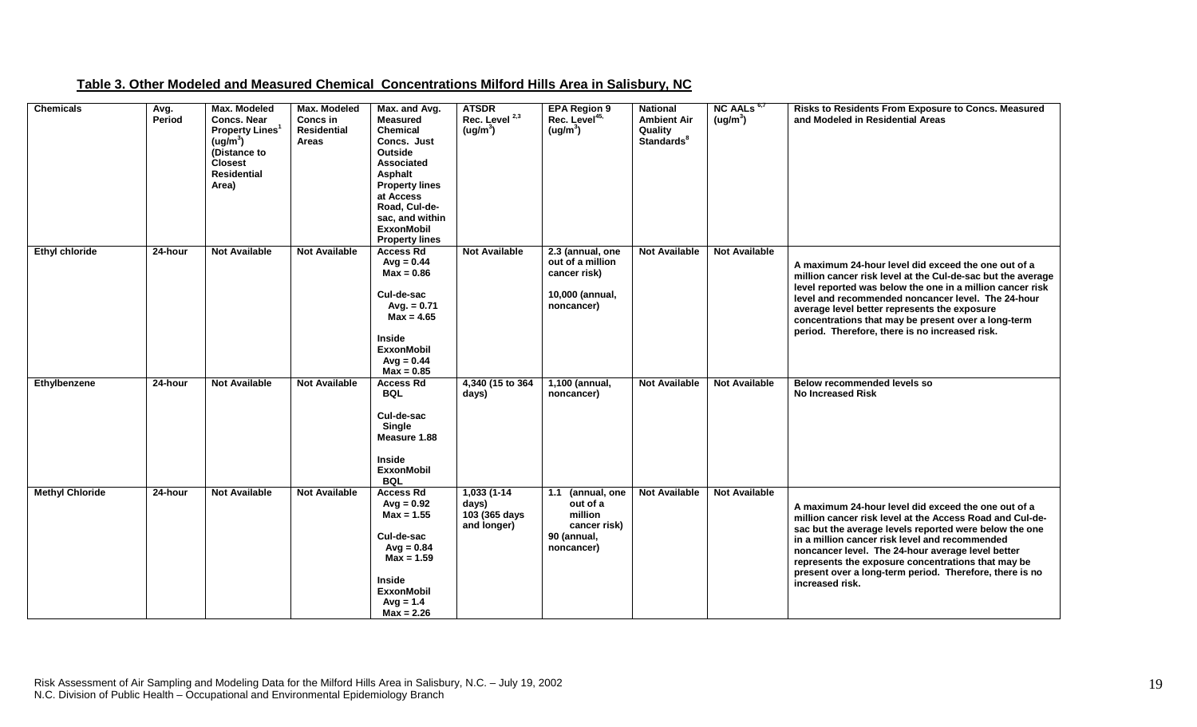**Table 3. Other Modeled and Measured Chemical Concentrations Milford Hills Area in Salisbury, NC**

| Chemicals | Avg. Period | Max. Modeled Concs. Near Property Lines[1] ($ug/m^3$) (Distance to Closest Residential Area) | Max. Modeled Concs in Residential Areas | Max. and Avg. Measured Chemical Concs. Just Outside Associated Asphalt Property lines at Access Road, Cul-de-sac, and within ExxonMobil Property lines | ATSDR Rec. Level [2,3] ($ug/m^3$) | EPA Region 9 Rec. Level[4,5] ($ug/m^3$) | National Ambient Air Quality Standards[8] | NC AALs [6,7] ($ug/m^3$) | Risks to Residents From Exposure to Concs. Measured and Modeled in Residential Areas |
|---|---|---|---|---|---|---|---|---|---|
| Ethyl chloride | 24-hour | Not Available | Not Available | Access Rd Avg = 0.44 Max = 0.86<br><br>Cul-de-sac Avg. = 0.71 Max = 4.65<br><br>Inside ExxonMobil Avg = 0.44 Max = 0.85 | Not Available | 2.3 (annual, one out of a million cancer risk)<br><br>10,000 (annual, noncancer) | Not Available | Not Available | A maximum 24-hour level did exceed the one out of a million cancer risk level at the Cul-de-sac but the average level reported was below the one in a million cancer risk level and recommended noncancer level. The 24-hour average level better represents the exposure concentrations that may be present over a long-term period. Therefore, there is no increased risk. |
| Ethylbenzene | 24-hour | Not Available | Not Available | Access Rd BQL<br><br>Cul-de-sac Single Measure 1.88<br><br>Inside ExxonMobil BQL | 4,340 (15 to 364 days) | 1,100 (annual, noncancer) | Not Available | Not Available | Below recommended levels so No Increased Risk |
| Methyl Chloride | 24-hour | Not Available | Not Available | Access Rd Avg = 0.92 Max = 1.55<br><br>Cul-de-sac Avg = 0.84 Max = 1.59<br><br>Inside ExxonMobil Avg = 1.4 Max = 2.26 | 1,033 (1-14 days) 103 (365 days and longer) | 1.1 (annual, one out of a million cancer risk) 90 (annual, noncancer) | Not Available | Not Available | A maximum 24-hour level did exceed the one out of a million cancer risk level at the Access Road and Cul-de-sac but the average levels reported were below the one in a million cancer risk level and recommended noncancer level. The 24-hour average level better represents the exposure concentrations that may be present over a long-term period. Therefore, there is no increased risk. |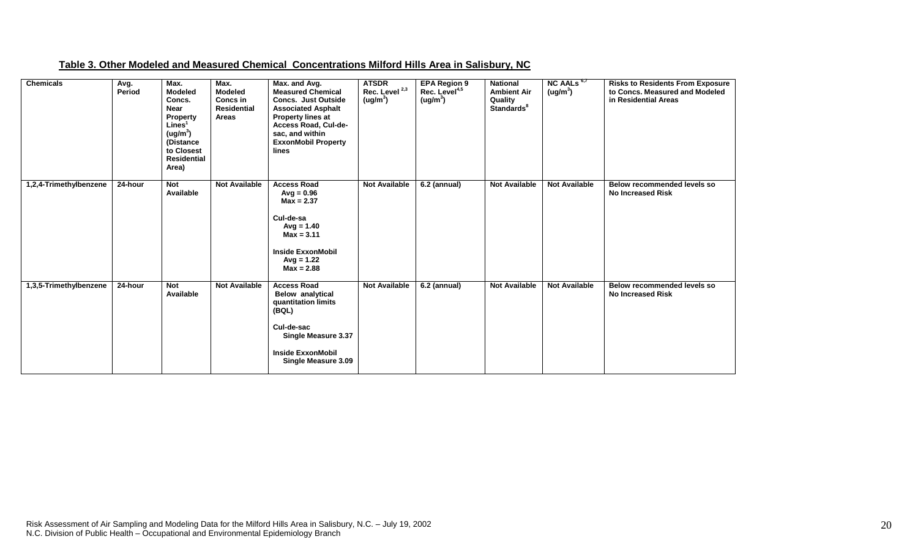**Table 3. Other Modeled and Measured Chemical Concentrations Milford Hills Area in Salisbury, NC**

| Chemicals | Avg. Period | Max. Modeled Concs. Near Property Lines[1] (ug/m$^3$) (Distance to Closest Residential Area) | Max. Modeled Concs in Residential Areas | Max. and Avg. Measured Chemical Concs. Just Outside Associated Asphalt Property lines at Access Road, Cul-de-sac, and within ExxonMobil Property lines | ATSDR Rec. Level [2,3] (ug/m$^3$) | EPA Region 9 Rec. Level[4,5] (ug/m$^3$) | National Ambient Air Quality Standards[8] | NC AALs [6,7] (ug/m$^3$) | Risks to Residents From Exposure to Concs. Measured and Modeled in Residential Areas |
|---|---|---|---|---|---|---|---|---|---|
| 1,2,4-Trimethylbenzene | 24-hour | Not Available | Not Available | Access Road Avg = 0.96 Max = 2.37 <br> Cul-de-sa Avg = 1.40 Max = 3.11 <br> Inside ExxonMobil Avg = 1.22 Max = 2.88 | Not Available | 6.2 (annual) | Not Available | Not Available | Below recommended levels so No Increased Risk |
| 1,3,5-Trimethylbenzene | 24-hour | Not Available | Not Available | Access Road Below analytical quantitation limits (BQL) <br> Cul-de-sac Single Measure 3.37 <br> Inside ExxonMobil Single Measure 3.09 | Not Available | 6.2 (annual) | Not Available | Not Available | Below recommended levels so No Increased Risk |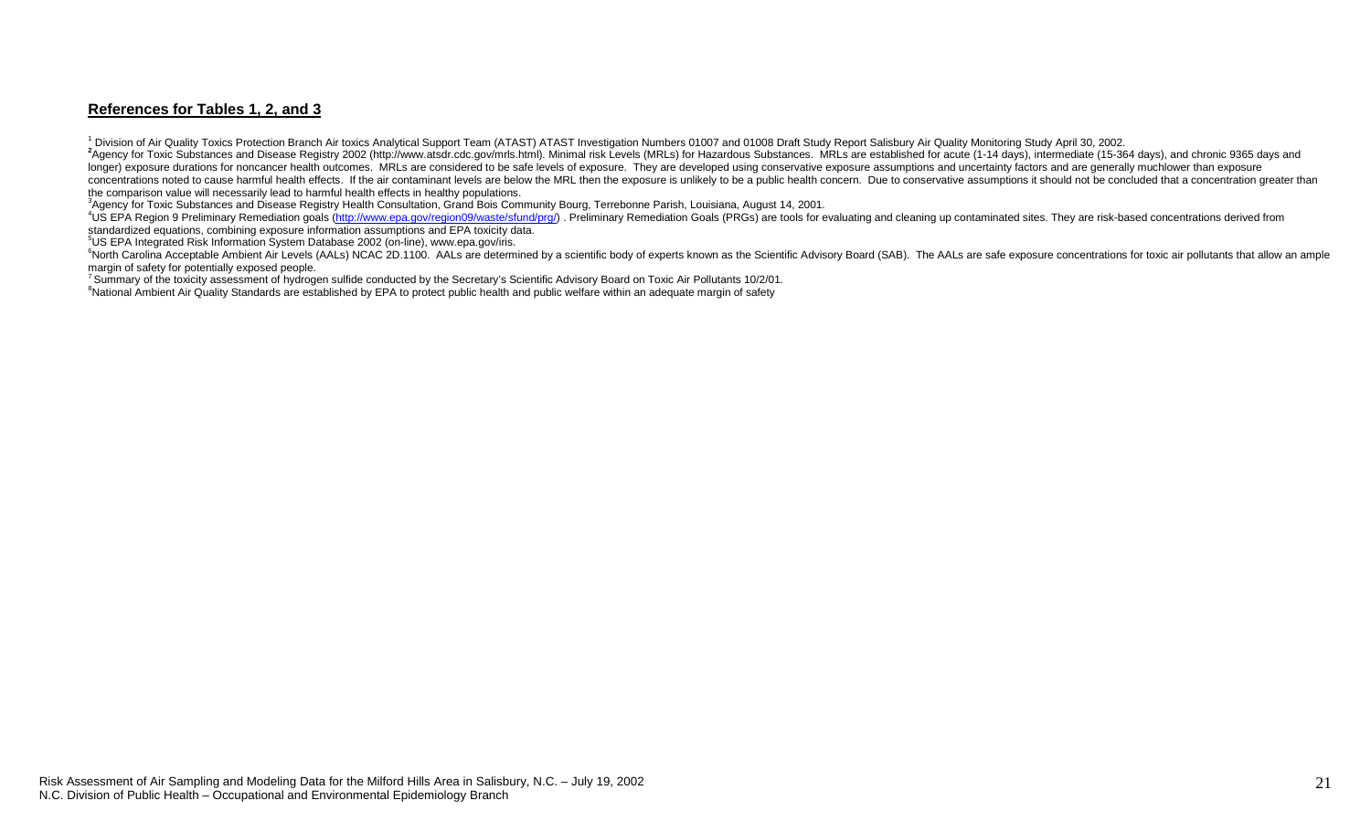## References for Tables 1, 2, and 3

[1] Division of Air Quality Toxics Protection Branch Air toxics Analytical Support Team (ATAST) ATAST Investigation Numbers 01007 and 01008 Draft Study Report Salisbury Air Quality Monitoring Study April 30, 2002.
[2]Agency for Toxic Substances and Disease Registry 2002 (http://www.atsdr.cdc.gov/mrls.html). Minimal risk Levels (MRLs) for Hazardous Substances. MRLs are established for acute (1-14 days), intermediate (15-364 days), and chronic 9365 days and longer) exposure durations for noncancer health outcomes. MRLs are considered to be safe levels of exposure. They are developed using conservative exposure assumptions and uncertainty factors and are generally muchlower than exposure concentrations noted to cause harmful health effects. If the air contaminant levels are below the MRL then the exposure is unlikely to be a public health concern. Due to conservative assumptions it should not be concluded that a concentration greater than the comparison value will necessarily lead to harmful health effects in healthy populations.
[3]Agency for Toxic Substances and Disease Registry Health Consultation, Grand Bois Community Bourg, Terrebonne Parish, Louisiana, August 14, 2001.
[4]US EPA Region 9 Preliminary Remediation goals (http://www.epa.gov/region09/waste/sfund/prg/) . Preliminary Remediation Goals (PRGs) are tools for evaluating and cleaning up contaminated sites. They are risk-based concentrations derived from standardized equations, combining exposure information assumptions and EPA toxicity data.
[5]US EPA Integrated Risk Information System Database 2002 (on-line), www.epa.gov/iris.
[6]North Carolina Acceptable Ambient Air Levels (AALs) NCAC 2D.1100. AALs are determined by a scientific body of experts known as the Scientific Advisory Board (SAB). The AALs are safe exposure concentrations for toxic air pollutants that allow an ample margin of safety for potentially exposed people.
[7] Summary of the toxicity assessment of hydrogen sulfide conducted by the Secretary's Scientific Advisory Board on Toxic Air Pollutants 10/2/01.
[8]National Ambient Air Quality Standards are established by EPA to protect public health and public welfare within an adequate margin of safety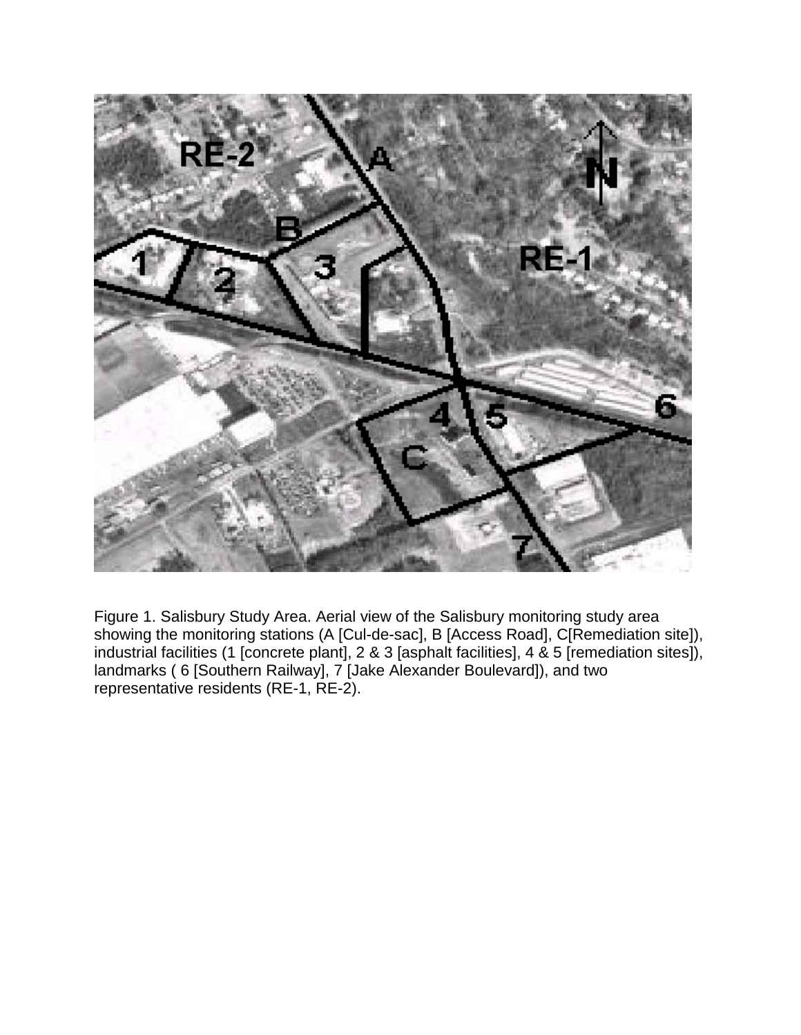Figure 1. Salisbury Study Area. Aerial view of the Salisbury monitoring study area showing the monitoring stations (A [Cul-de-sac], B [Access Road], C[Remediation site]), industrial facilities (1 [concrete plant], 2 & 3 [asphalt facilities], 4 & 5 [remediation sites]), landmarks ( 6 [Southern Railway], 7 [Jake Alexander Boulevard]), and two representative residents (RE-1, RE-2).